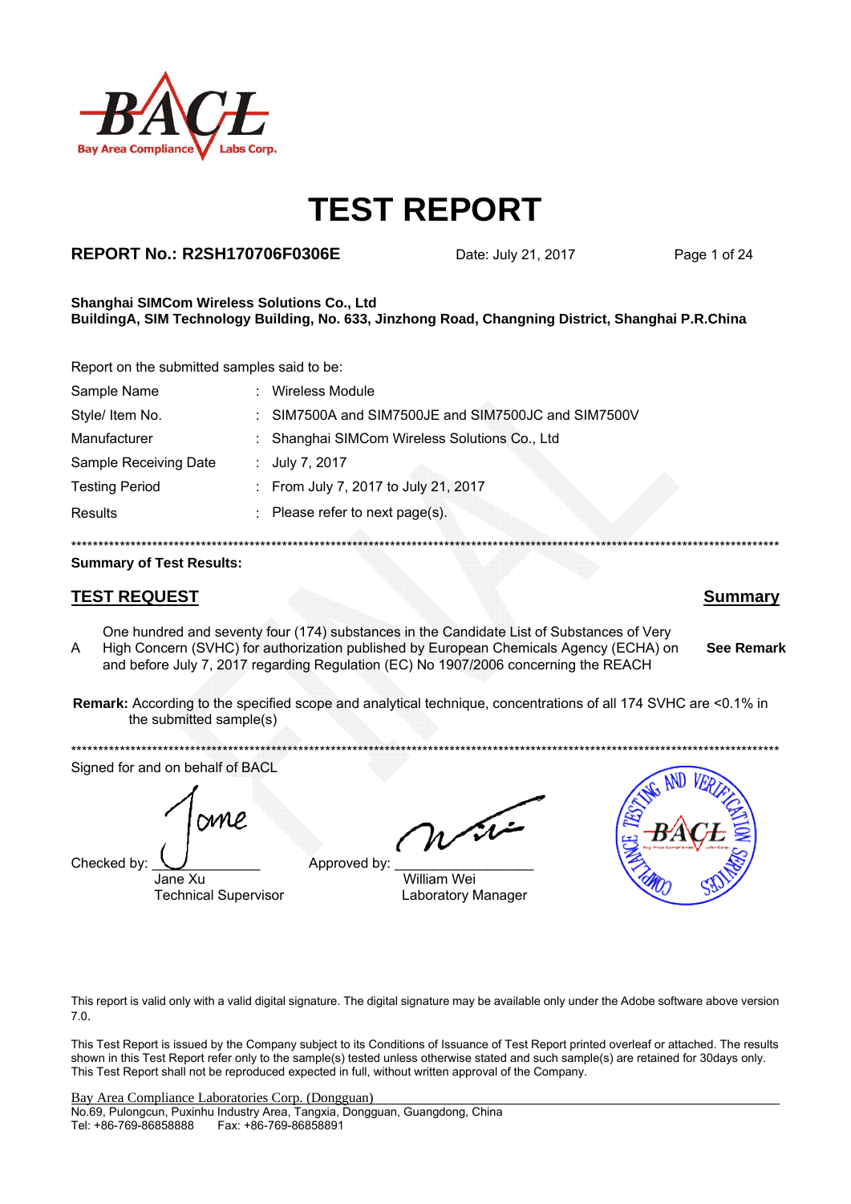# TEST REPORT

**REPORT No.: R2SH170706F0306E** Date: July 21, 2017

**Shanghai SIMCom Wireless Solutions Co., Ltd**
**BuildingA, SIM Technology Building, No. 633, Jinzhong Road, Changning District, Shanghai P.R.China**

Report on the submitted samples said to be:

| | | |
|---|---|---|
| Sample Name | : | Wireless Module |
| Style/ Item No. | : | SIM7500A and SIM7500JE and SIM7500JC and SIM7500V |
| Manufacturer | : | Shanghai SIMCom Wireless Solutions Co., Ltd |
| Sample Receiving Date | : | July 7, 2017 |
| Testing Period | : | From July 7, 2017 to July 21, 2017 |
| Results | : | Please refer to next page(s). |

***********************************************************************************************************************

**Summary of Test Results:**

| | **TEST REQUEST** | **Summary** |
|---|---|---|
| A | One hundred and seventy four (174) substances in the Candidate List of Substances of Very High Concern (SVHC) for authorization published by European Chemicals Agency (ECHA) on and before July 7, 2017 regarding Regulation (EC) No 1907/2006 concerning the REACH | **See Remark** |

**Remark:** According to the specified scope and analytical technique, concentrations of all 174 SVHC are <0.1% in the submitted sample(s)

***********************************************************************************************************************

Signed for and on behalf of BACL

Checked by: ____________
Jane Xu
Technical Supervisor

Approved by: ____________
William Wei
Laboratory Manager

This report is valid only with a valid digital signature. The digital signature may be available only under the Adobe software above version 7.0.

This Test Report is issued by the Company subject to its Conditions of Issuance of Test Report printed overleaf or attached. The results shown in this Test Report refer only to the sample(s) tested unless otherwise stated and such sample(s) are retained for 30days only. This Test Report shall not be reproduced expected in full, without written approval of the Company.

Bay Area Compliance Laboratories Corp. (Dongguan)
No.69, Pulongcun, Puxinhu Industry Area, Tangxia, Dongguan, Guangdong, China
Tel: +86-769-86858888 Fax: +86-769-86858891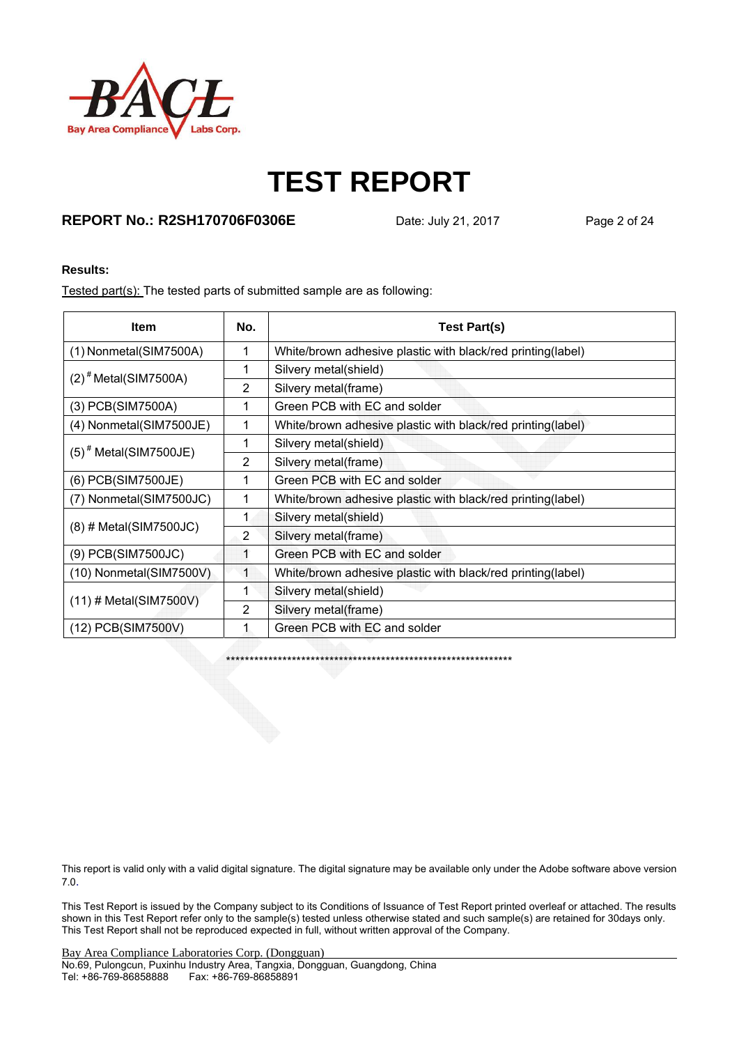# TEST REPORT

**REPORT No.: R2SH170706F0306E** Date: July 21, 2017

**Results:**

Tested part(s): The tested parts of submitted sample are as following:

| Item | No. | Test Part(s) |
|---|---|---|
| (1) Nonmetal(SIM7500A) | 1 | White/brown adhesive plastic with black/red printing(label) |
| (2) # Metal(SIM7500A) | 1 | Silvery metal(shield) |
| | 2 | Silvery metal(frame) |
| (3) PCB(SIM7500A) | 1 | Green PCB with EC and solder |
| (4) Nonmetal(SIM7500JE) | 1 | White/brown adhesive plastic with black/red printing(label) |
| (5) # Metal(SIM7500JE) | 1 | Silvery metal(shield) |
| | 2 | Silvery metal(frame) |
| (6) PCB(SIM7500JE) | 1 | Green PCB with EC and solder |
| (7) Nonmetal(SIM7500JC) | 1 | White/brown adhesive plastic with black/red printing(label) |
| (8) # Metal(SIM7500JC) | 1 | Silvery metal(shield) |
| | 2 | Silvery metal(frame) |
| (9) PCB(SIM7500JC) | 1 | Green PCB with EC and solder |
| (10) Nonmetal(SIM7500V) | 1 | White/brown adhesive plastic with black/red printing(label) |
| (11) # Metal(SIM7500V) | 1 | Silvery metal(shield) |
| | 2 | Silvery metal(frame) |
| (12) PCB(SIM7500V) | 1 | Green PCB with EC and solder |

****************************************************************

This report is valid only with a valid digital signature. The digital signature may be available only under the Adobe software above version 7.0.

This Test Report is issued by the Company subject to its Conditions of Issuance of Test Report printed overleaf or attached. The results shown in this Test Report refer only to the sample(s) tested unless otherwise stated and such sample(s) are retained for 30days only. This Test Report shall not be reproduced expected in full, without written approval of the Company.

Bay Area Compliance Laboratories Corp. (Dongguan)
No.69, Pulongcun, Puxinhu Industry Area, Tangxia, Dongguan, Guangdong, China
Tel: +86-769-86858888 Fax: +86-769-86858891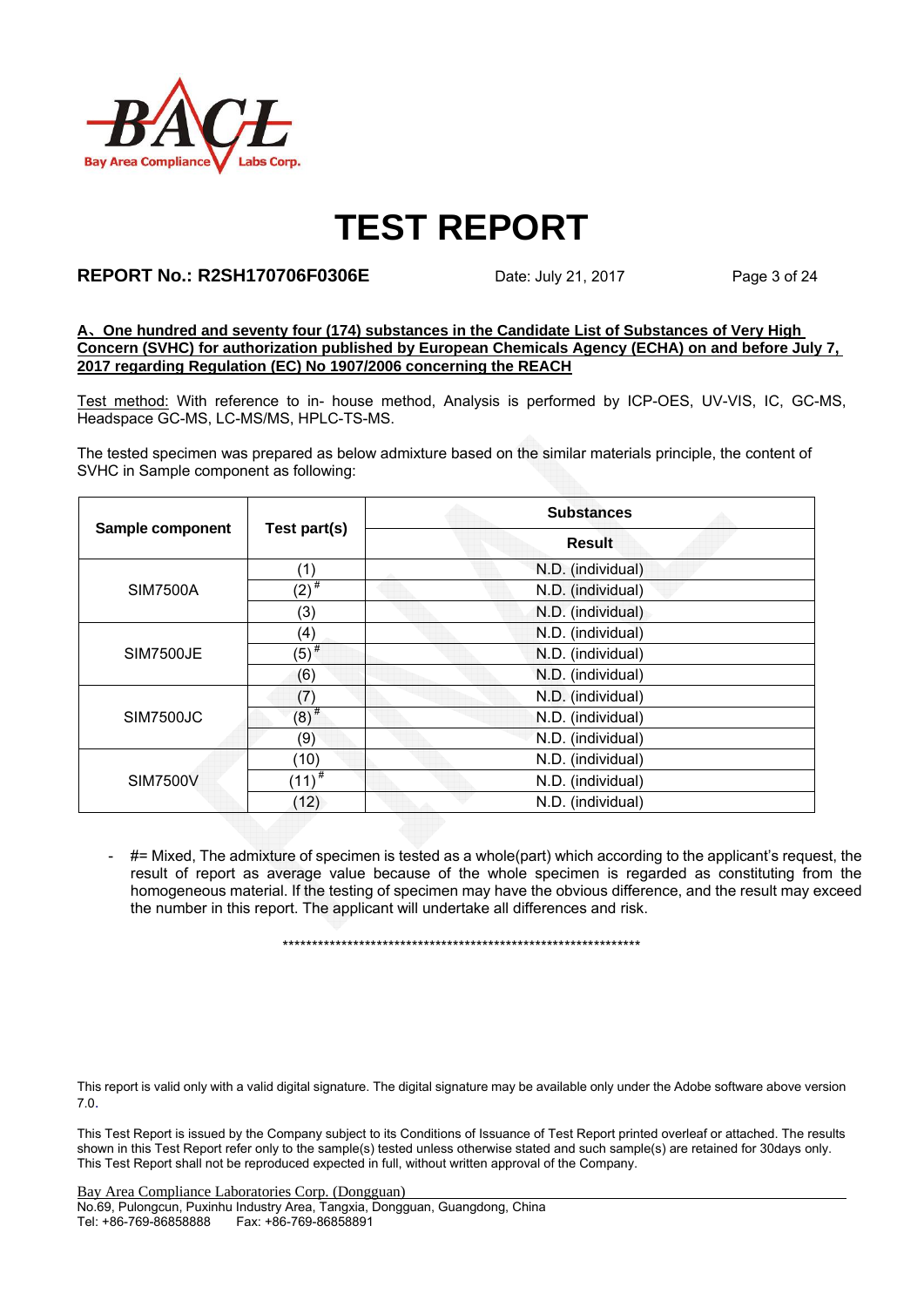**A、One hundred and seventy four (174) substances in the Candidate List of Substances of Very High Concern (SVHC) for authorization published by European Chemicals Agency (ECHA) on and before July 7, 2017 regarding Regulation (EC) No 1907/2006 concerning the REACH**

Test method: With reference to in- house method, Analysis is performed by ICP-OES, UV-VIS, IC, GC-MS, Headspace GC-MS, LC-MS/MS, HPLC-TS-MS.

The tested specimen was prepared as below admixture based on the similar materials principle, the content of SVHC in Sample component as following:

| Sample component | Test part(s) | Substances |
|---|---|---|
| | | Result |
| SIM7500A | (1) | N.D. (individual) |
| | (2)# | N.D. (individual) |
| | (3) | N.D. (individual) |
| SIM7500JE | (4) | N.D. (individual) |
| | (5)# | N.D. (individual) |
| | (6) | N.D. (individual) |
| SIM7500JC | (7) | N.D. (individual) |
| | (8)# | N.D. (individual) |
| | (9) | N.D. (individual) |
| SIM7500V | (10) | N.D. (individual) |
| | (11)# | N.D. (individual) |
| | (12) | N.D. (individual) |

- #= Mixed, The admixture of specimen is tested as a whole(part) which according to the applicant's request, the result of report as average value because of the whole specimen is regarded as constituting from the homogeneous material. If the testing of specimen may have the obvious difference, and the result may exceed the number in this report. The applicant will undertake all differences and risk.

****************************************************************

This report is valid only with a valid digital signature. The digital signature may be available only under the Adobe software above version 7.0.

This Test Report is issued by the Company subject to its Conditions of Issuance of Test Report printed overleaf or attached. The results shown in this Test Report refer only to the sample(s) tested unless otherwise stated and such sample(s) are retained for 30days only. This Test Report shall not be reproduced expected in full, without written approval of the Company.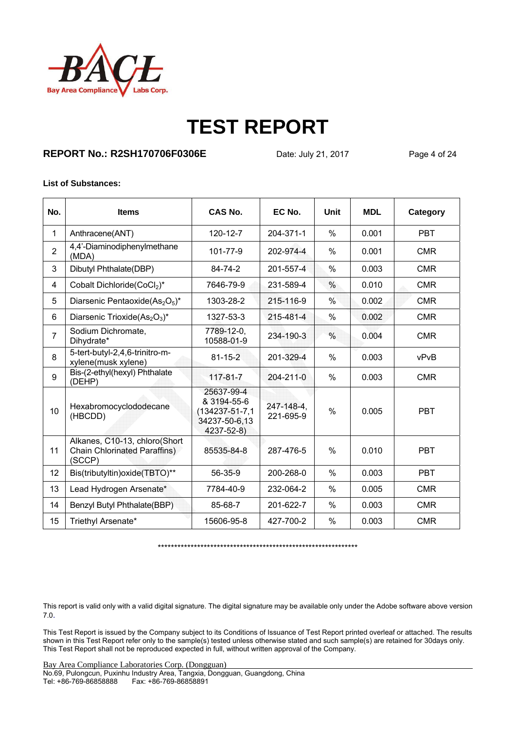# TEST REPORT

**REPORT No.: R2SH170706F0306E** Date: July 21, 2017

**List of Substances:**

| No. | Items | CAS No. | EC No. | Unit | MDL | Category |
|---|---|---|---|---|---|---|
| 1 | Anthracene(ANT) | 120-12-7 | 204-371-1 | % | 0.001 | PBT |
| 2 | 4,4'-Diaminodiphenylmethane (MDA) | 101-77-9 | 202-974-4 | % | 0.001 | CMR |
| 3 | Dibutyl Phthalate(DBP) | 84-74-2 | 201-557-4 | % | 0.003 | CMR |
| 4 | Cobalt Dichloride($CoCl_2$)* | 7646-79-9 | 231-589-4 | % | 0.010 | CMR |
| 5 | Diarsenic Pentaoxide($As_2O_5$)* | 1303-28-2 | 215-116-9 | % | 0.002 | CMR |
| 6 | Diarsenic Trioxide($As_2O_3$)* | 1327-53-3 | 215-481-4 | % | 0.002 | CMR |
| 7 | Sodium Dichromate, Dihydrate* | 7789-12-0, 10588-01-9 | 234-190-3 | % | 0.004 | CMR |
| 8 | 5-tert-butyl-2,4,6-trinitro-m-xylene(musk xylene) | 81-15-2 | 201-329-4 | % | 0.003 | vPvB |
| 9 | Bis-(2-ethyl(hexyl) Phthalate (DEHP) | 117-81-7 | 204-211-0 | % | 0.003 | CMR |
| 10 | Hexabromocyclododecane (HBCDD) | 25637-99-4 & 3194-55-6 (134237-51-7,134237-50-6,134237-52-8) | 247-148-4, 221-695-9 | % | 0.005 | PBT |
| 11 | Alkanes, C10-13, chloro(Short Chain Chlorinated Paraffins) (SCCP) | 85535-84-8 | 287-476-5 | % | 0.010 | PBT |
| 12 | Bis(tributyltin)oxide(TBTO)** | 56-35-9 | 200-268-0 | % | 0.003 | PBT |
| 13 | Lead Hydrogen Arsenate* | 7784-40-9 | 232-064-2 | % | 0.005 | CMR |
| 14 | Benzyl Butyl Phthalate(BBP) | 85-68-7 | 201-622-7 | % | 0.003 | CMR |
| 15 | Triethyl Arsenate* | 15606-95-8 | 427-700-2 | % | 0.003 | CMR |

***************************************************************

This report is valid only with a valid digital signature. The digital signature may be available only under the Adobe software above version 7.0.

This Test Report is issued by the Company subject to its Conditions of Issuance of Test Report printed overleaf or attached. The results shown in this Test Report refer only to the sample(s) tested unless otherwise stated and such sample(s) are retained for 30days only. This Test Report shall not be reproduced expected in full, without written approval of the Company.

Bay Area Compliance Laboratories Corp. (Dongguan)
No.69, Pulongcun, Puxinhu Industry Area, Tangxia, Dongguan, Guangdong, China
Tel: +86-769-86858888 Fax: +86-769-86858891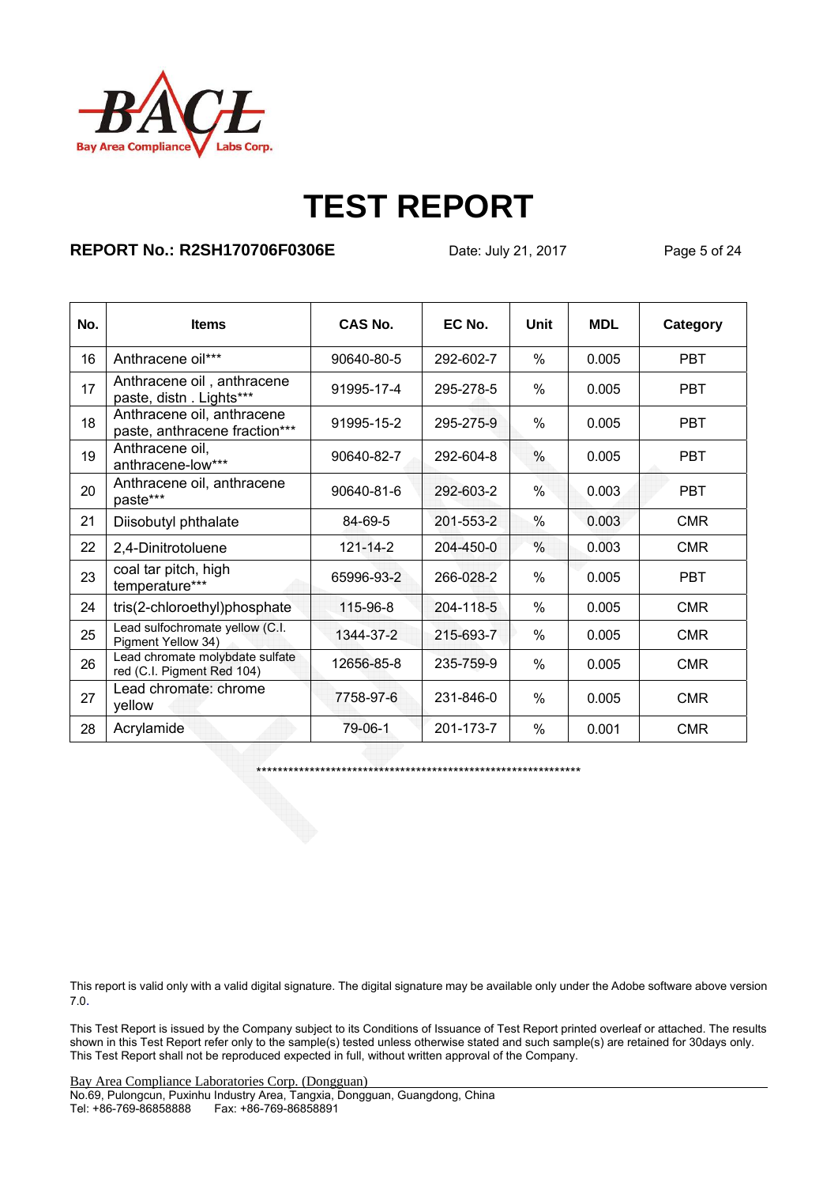# TEST REPORT

**REPORT No.: R2SH170706F0306E** Date: July 21, 2017

| No. | Items | CAS No. | EC No. | Unit | MDL | Category |
|---|---|---|---|---|---|---|
| 16 | Anthracene oil*** | 90640-80-5 | 292-602-7 | % | 0.005 | PBT |
| 17 | Anthracene oil , anthracene paste, distn . Lights*** | 91995-17-4 | 295-278-5 | % | 0.005 | PBT |
| 18 | Anthracene oil, anthracene paste, anthracene fraction*** | 91995-15-2 | 295-275-9 | % | 0.005 | PBT |
| 19 | Anthracene oil, anthracene-low*** | 90640-82-7 | 292-604-8 | % | 0.005 | PBT |
| 20 | Anthracene oil, anthracene paste*** | 90640-81-6 | 292-603-2 | % | 0.003 | PBT |
| 21 | Diisobutyl phthalate | 84-69-5 | 201-553-2 | % | 0.003 | CMR |
| 22 | 2,4-Dinitrotoluene | 121-14-2 | 204-450-0 | % | 0.003 | CMR |
| 23 | coal tar pitch, high temperature*** | 65996-93-2 | 266-028-2 | % | 0.005 | PBT |
| 24 | tris(2-chloroethyl)phosphate | 115-96-8 | 204-118-5 | % | 0.005 | CMR |
| 25 | Lead sulfochromate yellow (C.I. Pigment Yellow 34) | 1344-37-2 | 215-693-7 | % | 0.005 | CMR |
| 26 | Lead chromate molybdate sulfate red (C.I. Pigment Red 104) | 12656-85-8 | 235-759-9 | % | 0.005 | CMR |
| 27 | Lead chromate: chrome yellow | 7758-97-6 | 231-846-0 | % | 0.005 | CMR |
| 28 | Acrylamide | 79-06-1 | 201-173-7 | % | 0.001 | CMR |

*****************************************************************

This report is valid only with a valid digital signature. The digital signature may be available only under the Adobe software above version 7.0.

This Test Report is issued by the Company subject to its Conditions of Issuance of Test Report printed overleaf or attached. The results shown in this Test Report refer only to the sample(s) tested unless otherwise stated and such sample(s) are retained for 30days only. This Test Report shall not be reproduced expected in full, without written approval of the Company.

Bay Area Compliance Laboratories Corp. (Dongguan)
No.69, Pulongcun, Puxinhu Industry Area, Tangxia, Dongguan, Guangdong, China
Tel: +86-769-86858888 Fax: +86-769-86858891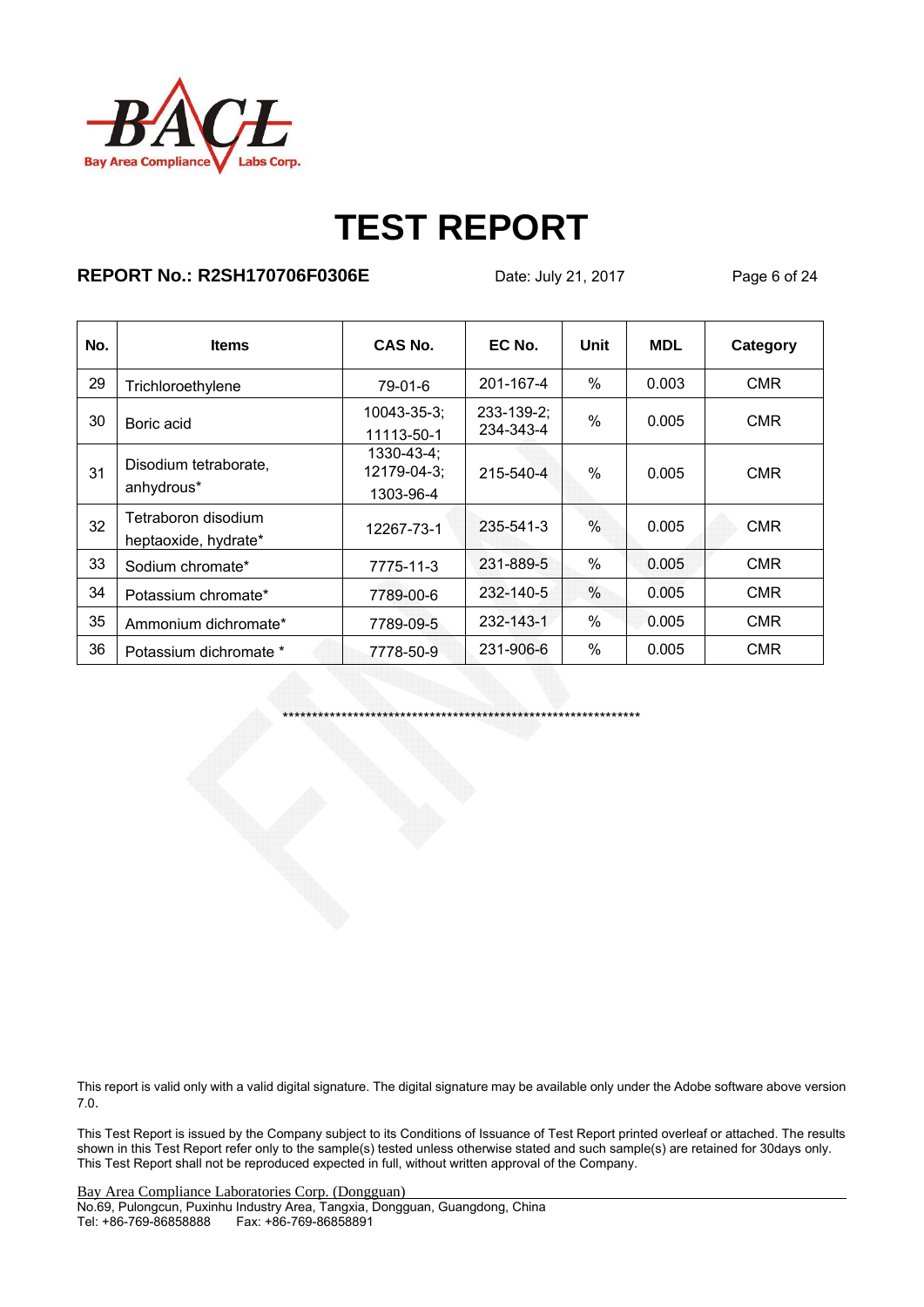# TEST REPORT

**REPORT No.: R2SH170706F0306E** Date: July 21, 2017

| No. | Items | CAS No. | EC No. | Unit | MDL | Category |
|---|---|---|---|---|---|---|
| 29 | Trichloroethylene | 79-01-6 | 201-167-4 | % | 0.003 | CMR |
| 30 | Boric acid | 10043-35-3; 11113-50-1 | 233-139-2; 234-343-4 | % | 0.005 | CMR |
| 31 | Disodium tetraborate, anhydrous* | 1330-43-4; 12179-04-3; 1303-96-4 | 215-540-4 | % | 0.005 | CMR |
| 32 | Tetraboron disodium heptaoxide, hydrate* | 12267-73-1 | 235-541-3 | % | 0.005 | CMR |
| 33 | Sodium chromate* | 7775-11-3 | 231-889-5 | % | 0.005 | CMR |
| 34 | Potassium chromate* | 7789-00-6 | 232-140-5 | % | 0.005 | CMR |
| 35 | Ammonium dichromate* | 7789-09-5 | 232-143-1 | % | 0.005 | CMR |
| 36 | Potassium dichromate * | 7778-50-9 | 231-906-6 | % | 0.005 | CMR |

*****************************************************************

This report is valid only with a valid digital signature. The digital signature may be available only under the Adobe software above version 7.0.

This Test Report is issued by the Company subject to its Conditions of Issuance of Test Report printed overleaf or attached. The results shown in this Test Report refer only to the sample(s) tested unless otherwise stated and such sample(s) are retained for 30days only. This Test Report shall not be reproduced expected in full, without written approval of the Company.

Bay Area Compliance Laboratories Corp. (Dongguan)
No.69, Pulongcun, Puxinhu Industry Area, Tangxia, Dongguan, Guangdong, China
Tel: +86-769-86858888 Fax: +86-769-86858891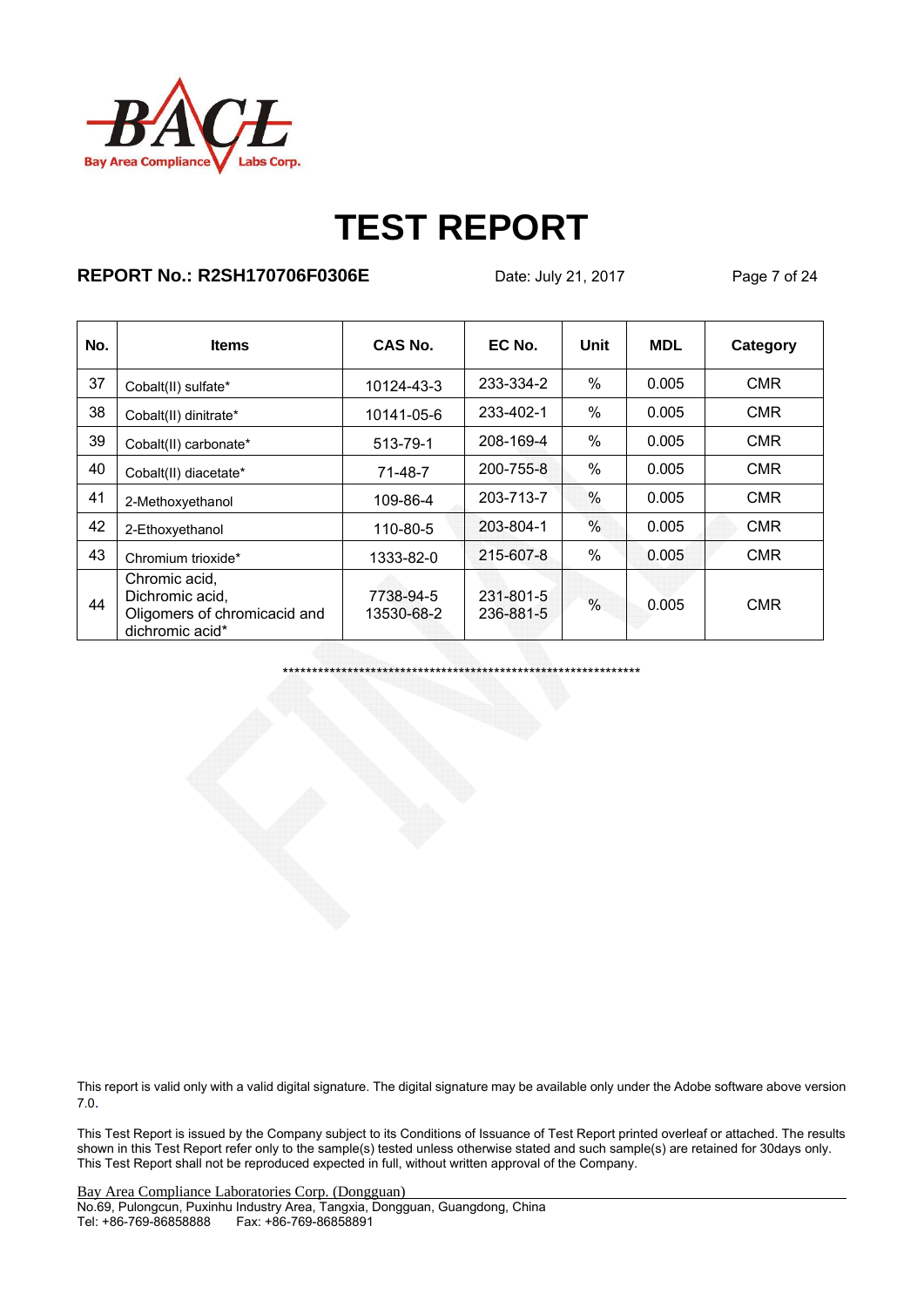# TEST REPORT

**REPORT No.: R2SH170706F0306E** Date: July 21, 2017

| No. | Items | CAS No. | EC No. | Unit | MDL | Category |
|---|---|---|---|---|---|---|
| 37 | Cobalt(II) sulfate* | 10124-43-3 | 233-334-2 | % | 0.005 | CMR |
| 38 | Cobalt(II) dinitrate* | 10141-05-6 | 233-402-1 | % | 0.005 | CMR |
| 39 | Cobalt(II) carbonate* | 513-79-1 | 208-169-4 | % | 0.005 | CMR |
| 40 | Cobalt(II) diacetate* | 71-48-7 | 200-755-8 | % | 0.005 | CMR |
| 41 | 2-Methoxyethanol | 109-86-4 | 203-713-7 | % | 0.005 | CMR |
| 42 | 2-Ethoxyethanol | 110-80-5 | 203-804-1 | % | 0.005 | CMR |
| 43 | Chromium trioxide* | 1333-82-0 | 215-607-8 | % | 0.005 | CMR |
| 44 | Chromic acid, Dichromic acid, Oligomers of chromicacid and dichromic acid* | 7738-94-5<br>13530-68-2 | 231-801-5<br>236-881-5 | % | 0.005 | CMR |

***************************************************************

This report is valid only with a valid digital signature. The digital signature may be available only under the Adobe software above version 7.0.

This Test Report is issued by the Company subject to its Conditions of Issuance of Test Report printed overleaf or attached. The results shown in this Test Report refer only to the sample(s) tested unless otherwise stated and such sample(s) are retained for 30days only. This Test Report shall not be reproduced expected in full, without written approval of the Company.

Bay Area Compliance Laboratories Corp. (Dongguan)
No.69, Pulongcun, Puxinhu Industry Area, Tangxia, Dongguan, Guangdong, China
Tel: +86-769-86858888 Fax: +86-769-86858891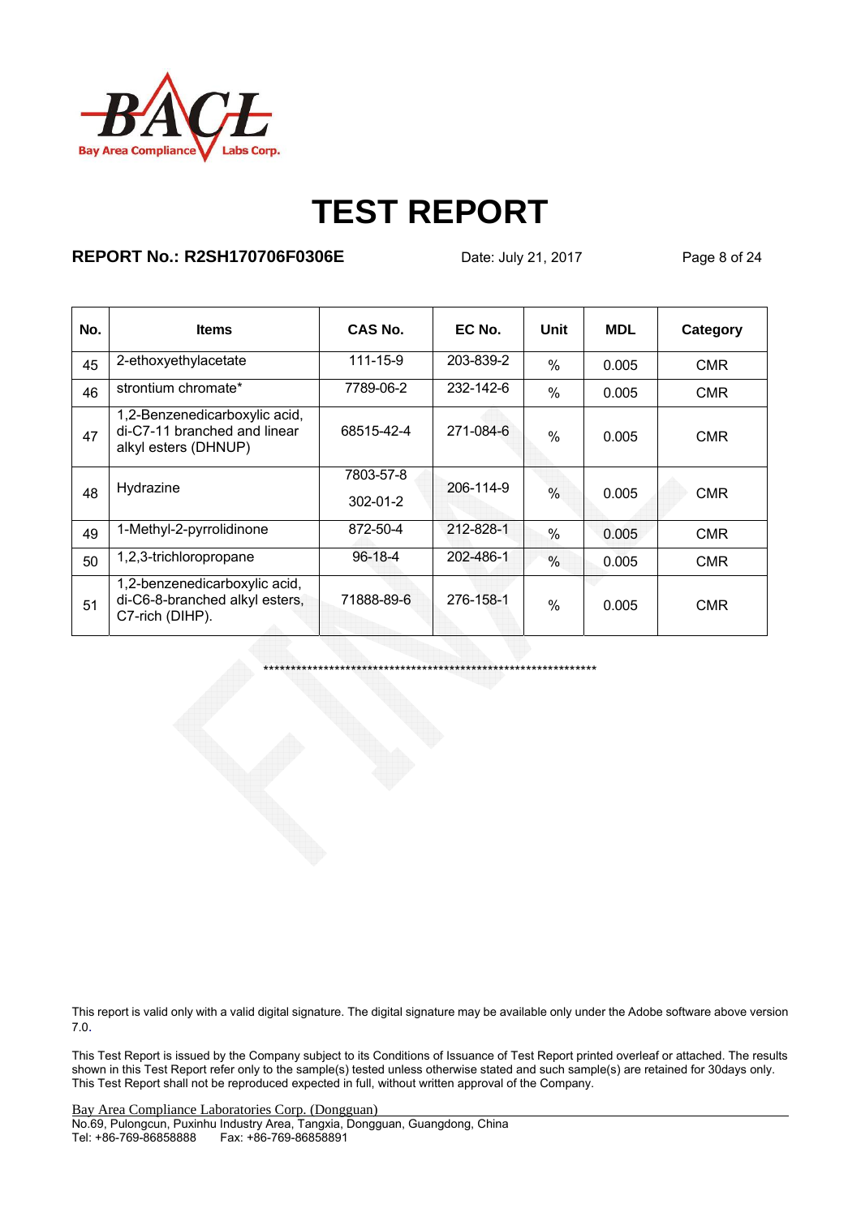# TEST REPORT

**REPORT No.: R2SH170706F0306E** Date: July 21, 2017

| No. | Items | CAS No. | EC No. | Unit | MDL | Category |
|---|---|---|---|---|---|---|
| 45 | 2-ethoxyethylacetate | 111-15-9 | 203-839-2 | % | 0.005 | CMR |
| 46 | strontium chromate* | 7789-06-2 | 232-142-6 | % | 0.005 | CMR |
| 47 | 1,2-Benzenedicarboxylic acid, di-C7-11 branched and linear alkyl esters (DHNUP) | 68515-42-4 | 271-084-6 | % | 0.005 | CMR |
| 48 | Hydrazine | 7803-57-8<br>302-01-2 | 206-114-9 | % | 0.005 | CMR |
| 49 | 1-Methyl-2-pyrrolidinone | 872-50-4 | 212-828-1 | % | 0.005 | CMR |
| 50 | 1,2,3-trichloropropane | 96-18-4 | 202-486-1 | % | 0.005 | CMR |
| 51 | 1,2-benzenedicarboxylic acid, di-C6-8-branched alkyl esters, C7-rich (DIHP). | 71888-89-6 | 276-158-1 | % | 0.005 | CMR |

****************************************************************

This report is valid only with a valid digital signature. The digital signature may be available only under the Adobe software above version 7.0.

This Test Report is issued by the Company subject to its Conditions of Issuance of Test Report printed overleaf or attached. The results shown in this Test Report refer only to the sample(s) tested unless otherwise stated and such sample(s) are retained for 30days only. This Test Report shall not be reproduced expected in full, without written approval of the Company.

Bay Area Compliance Laboratories Corp. (Dongguan)
No.69, Pulongcun, Puxinhu Industry Area, Tangxia, Dongguan, Guangdong, China
Tel: +86-769-86858888 Fax: +86-769-86858891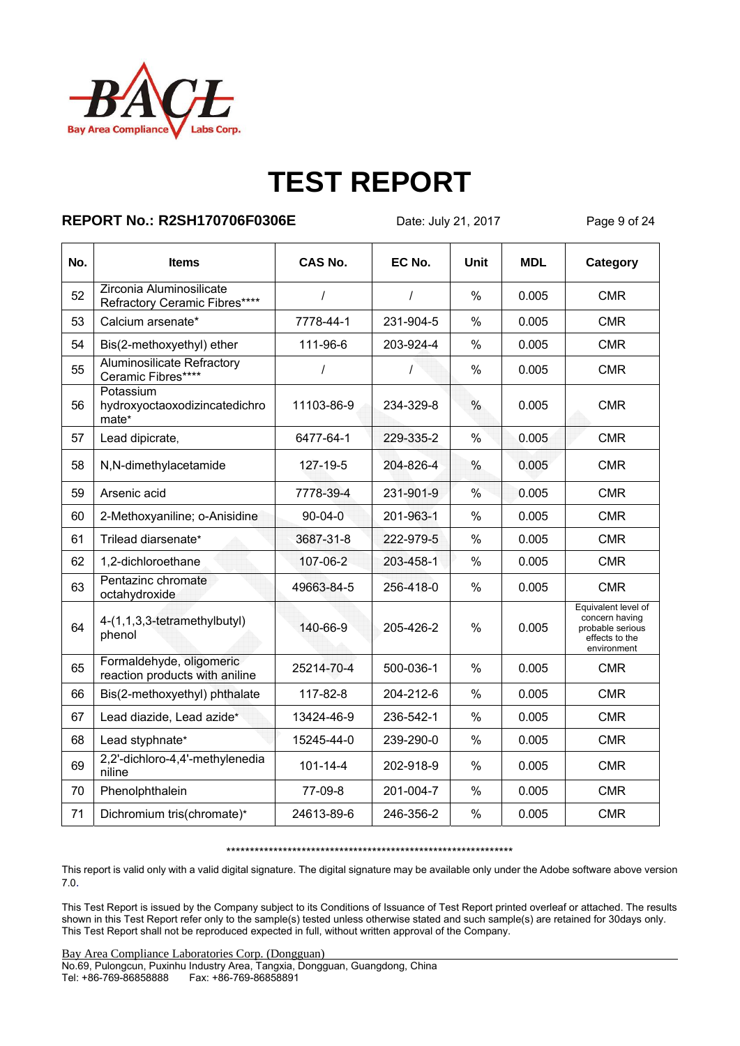# TEST REPORT

**REPORT No.: R2SH170706F0306E** Date: July 21, 2017

| No. | Items | CAS No. | EC No. | Unit | MDL | Category |
|---|---|---|---|---|---|---|
| 52 | Zirconia Aluminosilicate Refractory Ceramic Fibres**** | / | / | % | 0.005 | CMR |
| 53 | Calcium arsenate* | 7778-44-1 | 231-904-5 | % | 0.005 | CMR |
| 54 | Bis(2-methoxyethyl) ether | 111-96-6 | 203-924-4 | % | 0.005 | CMR |
| 55 | Aluminosilicate Refractory Ceramic Fibres**** | / | / | % | 0.005 | CMR |
| 56 | Potassium hydroxyoctaoxodizincatedichromate* | 11103-86-9 | 234-329-8 | % | 0.005 | CMR |
| 57 | Lead dipicrate, | 6477-64-1 | 229-335-2 | % | 0.005 | CMR |
| 58 | N,N-dimethylacetamide | 127-19-5 | 204-826-4 | % | 0.005 | CMR |
| 59 | Arsenic acid | 7778-39-4 | 231-901-9 | % | 0.005 | CMR |
| 60 | 2-Methoxyaniline; o-Anisidine | 90-04-0 | 201-963-1 | % | 0.005 | CMR |
| 61 | Trilead diarsenate* | 3687-31-8 | 222-979-5 | % | 0.005 | CMR |
| 62 | 1,2-dichloroethane | 107-06-2 | 203-458-1 | % | 0.005 | CMR |
| 63 | Pentazinc chromate octahydroxide | 49663-84-5 | 256-418-0 | % | 0.005 | CMR |
| 64 | 4-(1,1,3,3-tetramethylbutyl) phenol | 140-66-9 | 205-426-2 | % | 0.005 | Equivalent level of concern having probable serious effects to the environment |
| 65 | Formaldehyde, oligomeric reaction products with aniline | 25214-70-4 | 500-036-1 | % | 0.005 | CMR |
| 66 | Bis(2-methoxyethyl) phthalate | 117-82-8 | 204-212-6 | % | 0.005 | CMR |
| 67 | Lead diazide, Lead azide* | 13424-46-9 | 236-542-1 | % | 0.005 | CMR |
| 68 | Lead styphnate* | 15245-44-0 | 239-290-0 | % | 0.005 | CMR |
| 69 | 2,2'-dichloro-4,4'-methylenedianiline | 101-14-4 | 202-918-9 | % | 0.005 | CMR |
| 70 | Phenolphthalein | 77-09-8 | 201-004-7 | % | 0.005 | CMR |
| 71 | Dichromium tris(chromate)* | 24613-89-6 | 246-356-2 | % | 0.005 | CMR |

***************************************************************

This report is valid only with a valid digital signature. The digital signature may be available only under the Adobe software above version 7.0.

This Test Report is issued by the Company subject to its Conditions of Issuance of Test Report printed overleaf or attached. The results shown in this Test Report refer only to the sample(s) tested unless otherwise stated and such sample(s) are retained for 30days only. This Test Report shall not be reproduced expected in full, without written approval of the Company.

Bay Area Compliance Laboratories Corp. (Dongguan)
No.69, Pulongcun, Puxinhu Industry Area, Tangxia, Dongguan, Guangdong, China
Tel: +86-769-86858888 Fax: +86-769-86858891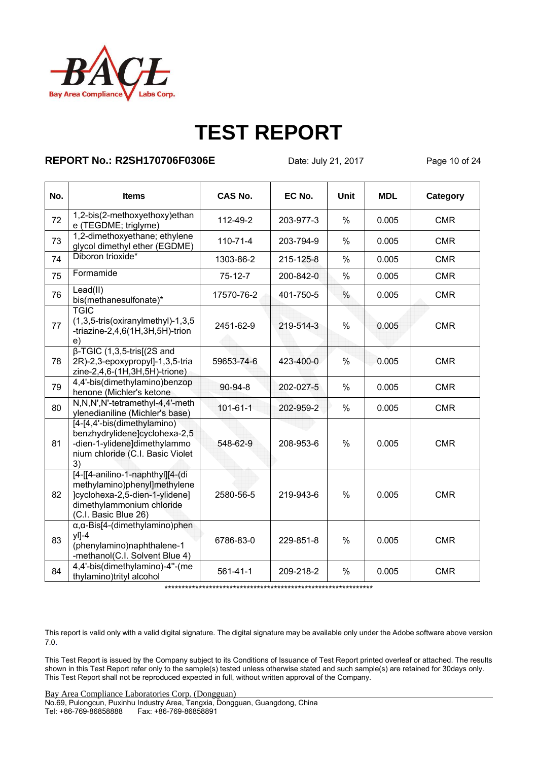| No. | Items | CAS No. | EC No. | Unit | MDL | Category |
|---|---|---|---|---|---|---|
| 72 | 1,2-bis(2-methoxyethoxy)ethane (TEGDME; triglyme) | 112-49-2 | 203-977-3 | % | 0.005 | CMR |
| 73 | 1,2-dimethoxyethane; ethylene glycol dimethyl ether (EGDME) | 110-71-4 | 203-794-9 | % | 0.005 | CMR |
| 74 | Diboron trioxide* | 1303-86-2 | 215-125-8 | % | 0.005 | CMR |
| 75 | Formamide | 75-12-7 | 200-842-0 | % | 0.005 | CMR |
| 76 | Lead(II) bis(methanesulfonate)* | 17570-76-2 | 401-750-5 | % | 0.005 | CMR |
| 77 | TGIC (1,3,5-tris(oxiranylmethyl)-1,3,5-triazine-2,4,6(1H,3H,5H)-trione) | 2451-62-9 | 219-514-3 | % | 0.005 | CMR |
| 78 | β-TGIC (1,3,5-tris[(2S and 2R)-2,3-epoxypropyl]-1,3,5-triazine-2,4,6-(1H,3H,5H)-trione) | 59653-74-6 | 423-400-0 | % | 0.005 | CMR |
| 79 | 4,4'-bis(dimethylamino)benzophenone (Michler's ketone | 90-94-8 | 202-027-5 | % | 0.005 | CMR |
| 80 | N,N,N',N'-tetramethyl-4,4'-methylenedianiline (Michler's base) | 101-61-1 | 202-959-2 | % | 0.005 | CMR |
| 81 | [4-[4,4'-bis(dimethylamino) benzhydrylidene]cyclohexa-2,5-dien-1-ylidene]dimethylammonium chloride (C.I. Basic Violet 3) | 548-62-9 | 208-953-6 | % | 0.005 | CMR |
| 82 | [4-[[4-anilino-1-naphthyl][4-(dimethylamino)phenyl]methylene]cyclohexa-2,5-dien-1-ylidene] dimethylammonium chloride (C.I. Basic Blue 26) | 2580-56-5 | 219-943-6 | % | 0.005 | CMR |
| 83 | α,α-Bis[4-(dimethylamino)phenyl]-4 (phenylamino)naphthalene-1-methanol(C.I. Solvent Blue 4) | 6786-83-0 | 229-851-8 | % | 0.005 | CMR |
| 84 | 4,4'-bis(dimethylamino)-4''-(methylamino)trityl alcohol | 561-41-1 | 209-218-2 | % | 0.005 | CMR |

\*\*\*\*\*\*\*\*\*\*\*\*\*\*\*\*\*\*\*\*\*\*\*\*\*\*\*\*\*\*\*\*\*\*\*\*\*\*\*\*\*\*\*\*\*\*\*\*\*\*\*\*\*\*\*\*\*\*\*\*\*\*\*\*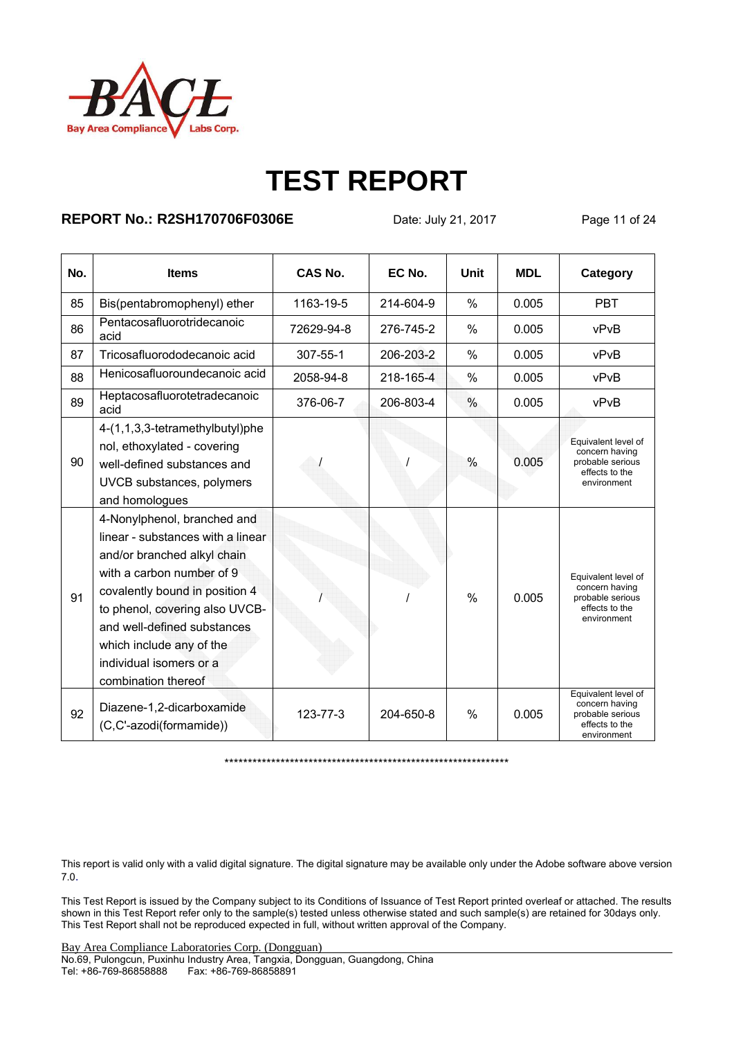# TEST REPORT

**REPORT No.: R2SH170706F0306E** Date: July 21, 2017

| No. | Items | CAS No. | EC No. | Unit | MDL | Category |
|---|---|---|---|---|---|---|
| 85 | Bis(pentabromophenyl) ether | 1163-19-5 | 214-604-9 | % | 0.005 | PBT |
| 86 | Pentacosafluorotridecanoic acid | 72629-94-8 | 276-745-2 | % | 0.005 | vPvB |
| 87 | Tricosafluorododecanoic acid | 307-55-1 | 206-203-2 | % | 0.005 | vPvB |
| 88 | Henicosafluoroundecanoic acid | 2058-94-8 | 218-165-4 | % | 0.005 | vPvB |
| 89 | Heptacosafluorotetradecanoic acid | 376-06-7 | 206-803-4 | % | 0.005 | vPvB |
| 90 | 4-(1,1,3,3-tetramethylbutyl)phenol, ethoxylated - covering well-defined substances and UVCB substances, polymers and homologues | / | / | % | 0.005 | Equivalent level of concern having probable serious effects to the environment |
| 91 | 4-Nonylphenol, branched and linear - substances with a linear and/or branched alkyl chain with a carbon number of 9 covalently bound in position 4 to phenol, covering also UVCB- and well-defined substances which include any of the individual isomers or a combination thereof | / | / | % | 0.005 | Equivalent level of concern having probable serious effects to the environment |
| 92 | Diazene-1,2-dicarboxamide (C,C'-azodi(formamide)) | 123-77-3 | 204-650-8 | % | 0.005 | Equivalent level of concern having probable serious effects to the environment |

***************************************************************

This report is valid only with a valid digital signature. The digital signature may be available only under the Adobe software above version 7.0.

This Test Report is issued by the Company subject to its Conditions of Issuance of Test Report printed overleaf or attached. The results shown in this Test Report refer only to the sample(s) tested unless otherwise stated and such sample(s) are retained for 30days only. This Test Report shall not be reproduced expected in full, without written approval of the Company.

Bay Area Compliance Laboratories Corp. (Dongguan)
No.69, Pulongcun, Puxinhu Industry Area, Tangxia, Dongguan, Guangdong, China
Tel: +86-769-86858888 Fax: +86-769-86858891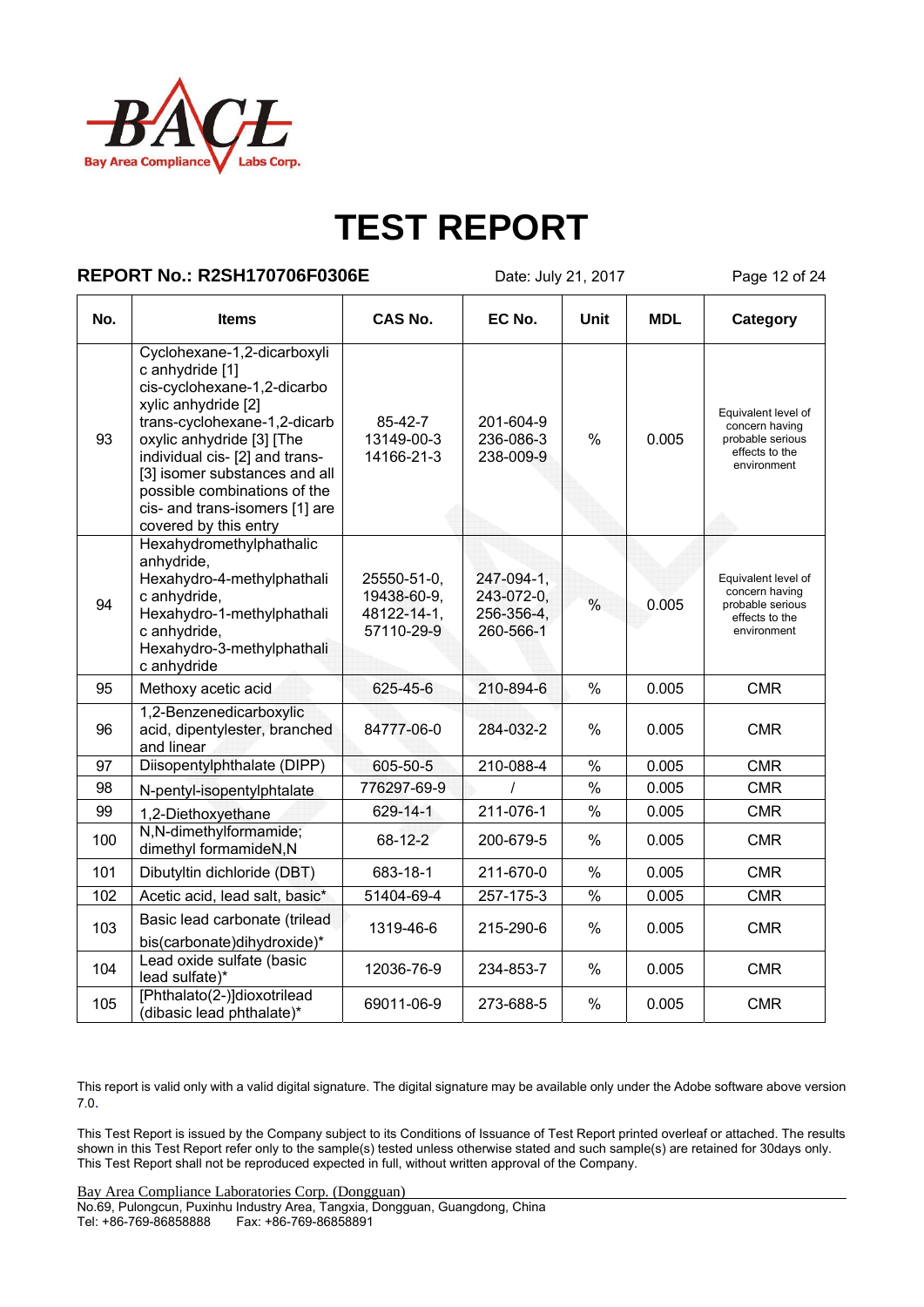# TEST REPORT

**REPORT No.: R2SH170706F0306E** Date: July 21, 2017

| No. | Items | CAS No. | EC No. | Unit | MDL | Category |
|---|---|---|---|---|---|---|
| 93 | Cyclohexane-1,2-dicarboxylic anhydride [1] cis-cyclohexane-1,2-dicarboxylic anhydride [2] trans-cyclohexane-1,2-dicarboxylic anhydride [3] [The individual cis- [2] and trans- [3] isomer substances and all possible combinations of the cis- and trans-isomers [1] are covered by this entry | 85-42-7 13149-00-3 14166-21-3 | 201-604-9 236-086-3 238-009-9 | % | 0.005 | Equivalent level of concern having probable serious effects to the environment |
| 94 | Hexahydromethylphthalic anhydride, Hexahydro-4-methylphthalic anhydride, Hexahydro-1-methylphthalic anhydride, Hexahydro-3-methylphthalic anhydride | 25550-51-0, 19438-60-9, 48122-14-1, 57110-29-9 | 247-094-1, 243-072-0, 256-356-4, 260-566-1 | % | 0.005 | Equivalent level of concern having probable serious effects to the environment |
| 95 | Methoxy acetic acid | 625-45-6 | 210-894-6 | % | 0.005 | CMR |
| 96 | 1,2-Benzenedicarboxylic acid, dipentylester, branched and linear | 84777-06-0 | 284-032-2 | % | 0.005 | CMR |
| 97 | Diisopentylphthalate (DIPP) | 605-50-5 | 210-088-4 | % | 0.005 | CMR |
| 98 | N-pentyl-isopentylphtalate | 776297-69-9 | / | % | 0.005 | CMR |
| 99 | 1,2-Diethoxyethane | 629-14-1 | 211-076-1 | % | 0.005 | CMR |
| 100 | N,N-dimethylformamide; dimethyl formamideN,N | 68-12-2 | 200-679-5 | % | 0.005 | CMR |
| 101 | Dibutyltin dichloride (DBT) | 683-18-1 | 211-670-0 | % | 0.005 | CMR |
| 102 | Acetic acid, lead salt, basic* | 51404-69-4 | 257-175-3 | % | 0.005 | CMR |
| 103 | Basic lead carbonate (trilead bis(carbonate)dihydroxide)* | 1319-46-6 | 215-290-6 | % | 0.005 | CMR |
| 104 | Lead oxide sulfate (basic lead sulfate)* | 12036-76-9 | 234-853-7 | % | 0.005 | CMR |
| 105 | [Phthalato(2-)]dioxotrilead (dibasic lead phthalate)* | 69011-06-9 | 273-688-5 | % | 0.005 | CMR |

This report is valid only with a valid digital signature. The digital signature may be available only under the Adobe software above version 7.0.

This Test Report is issued by the Company subject to its Conditions of Issuance of Test Report printed overleaf or attached. The results shown in this Test Report refer only to the sample(s) tested unless otherwise stated and such sample(s) are retained for 30days only. This Test Report shall not be reproduced expected in full, without written approval of the Company.

Bay Area Compliance Laboratories Corp. (Dongguan)
No.69, Pulongcun, Puxinhu Industry Area, Tangxia, Dongguan, Guangdong, China
Tel: +86-769-86858888 Fax: +86-769-86858891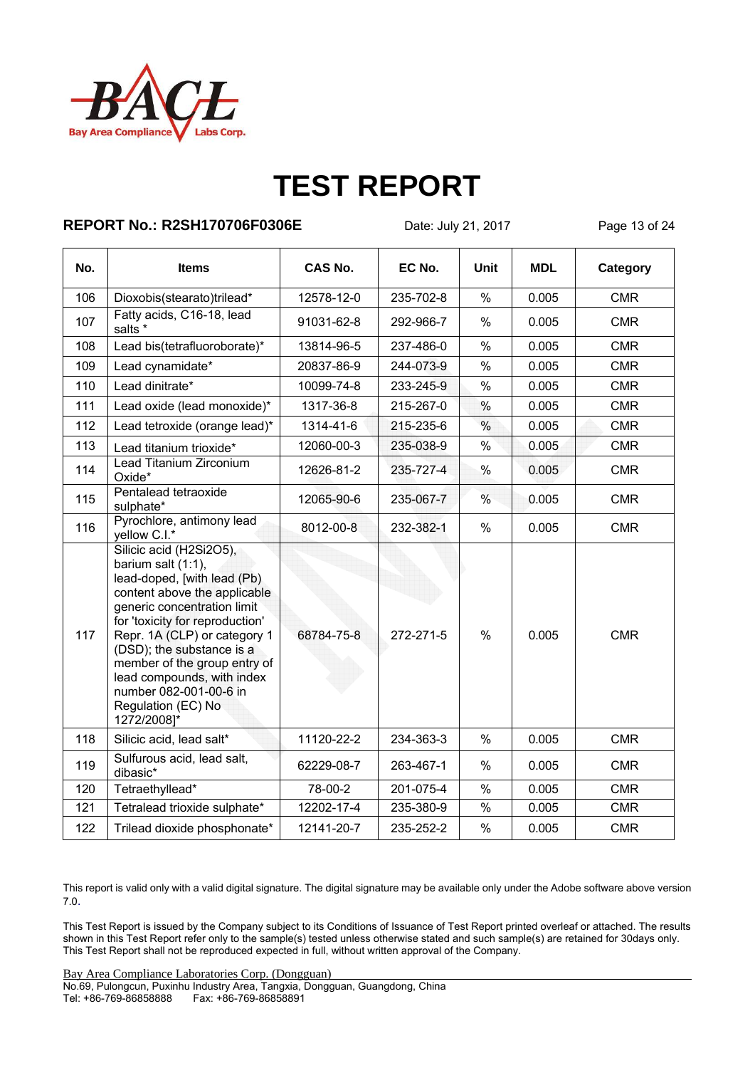# TEST REPORT

**REPORT No.: R2SH170706F0306E** Date: July 21, 2017

| No. | Items | CAS No. | EC No. | Unit | MDL | Category |
|---|---|---|---|---|---|---|
| 106 | Dioxobis(stearato)trilead* | 12578-12-0 | 235-702-8 | % | 0.005 | CMR |
| 107 | Fatty acids, C16-18, lead salts * | 91031-62-8 | 292-966-7 | % | 0.005 | CMR |
| 108 | Lead bis(tetrafluoroborate)* | 13814-96-5 | 237-486-0 | % | 0.005 | CMR |
| 109 | Lead cynamidate* | 20837-86-9 | 244-073-9 | % | 0.005 | CMR |
| 110 | Lead dinitrate* | 10099-74-8 | 233-245-9 | % | 0.005 | CMR |
| 111 | Lead oxide (lead monoxide)* | 1317-36-8 | 215-267-0 | % | 0.005 | CMR |
| 112 | Lead tetroxide (orange lead)* | 1314-41-6 | 215-235-6 | % | 0.005 | CMR |
| 113 | Lead titanium trioxide* | 12060-00-3 | 235-038-9 | % | 0.005 | CMR |
| 114 | Lead Titanium Zirconium Oxide* | 12626-81-2 | 235-727-4 | % | 0.005 | CMR |
| 115 | Pentalead tetraoxide sulphate* | 12065-90-6 | 235-067-7 | % | 0.005 | CMR |
| 116 | Pyrochlore, antimony lead yellow C.I.* | 8012-00-8 | 232-382-1 | % | 0.005 | CMR |
| 117 | Silicic acid (H2Si2O5), barium salt (1:1), lead-doped, [with lead (Pb) content above the applicable generic concentration limit for 'toxicity for reproduction' Repr. 1A (CLP) or category 1 (DSD); the substance is a member of the group entry of lead compounds, with index number 082-001-00-6 in Regulation (EC) No 1272/2008]* | 68784-75-8 | 272-271-5 | % | 0.005 | CMR |
| 118 | Silicic acid, lead salt* | 11120-22-2 | 234-363-3 | % | 0.005 | CMR |
| 119 | Sulfurous acid, lead salt, dibasic* | 62229-08-7 | 263-467-1 | % | 0.005 | CMR |
| 120 | Tetraethyllead* | 78-00-2 | 201-075-4 | % | 0.005 | CMR |
| 121 | Tetralead trioxide sulphate* | 12202-17-4 | 235-380-9 | % | 0.005 | CMR |
| 122 | Trilead dioxide phosphonate* | 12141-20-7 | 235-252-2 | % | 0.005 | CMR |

This report is valid only with a valid digital signature. The digital signature may be available only under the Adobe software above version 7.0.

This Test Report is issued by the Company subject to its Conditions of Issuance of Test Report printed overleaf or attached. The results shown in this Test Report refer only to the sample(s) tested unless otherwise stated and such sample(s) are retained for 30days only. This Test Report shall not be reproduced expected in full, without written approval of the Company.

Bay Area Compliance Laboratories Corp. (Dongguan)
No.69, Pulongcun, Puxinhu Industry Area, Tangxia, Dongguan, Guangdong, China
Tel: +86-769-86858888 Fax: +86-769-86858891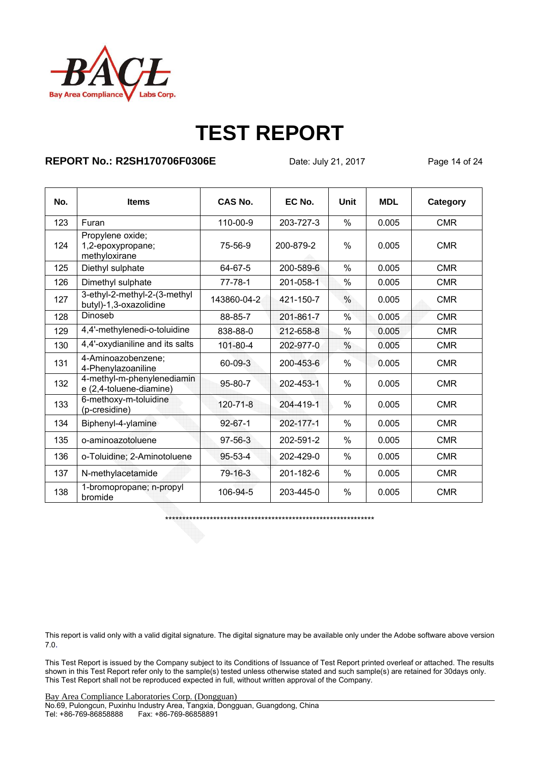# TEST REPORT

**REPORT No.: R2SH170706F0306E** Date: July 21, 2017

| No. | Items | CAS No. | EC No. | Unit | MDL | Category |
|---|---|---|---|---|---|---|
| 123 | Furan | 110-00-9 | 203-727-3 | % | 0.005 | CMR |
| 124 | Propylene oxide; 1,2-epoxypropane; methyloxirane | 75-56-9 | 200-879-2 | % | 0.005 | CMR |
| 125 | Diethyl sulphate | 64-67-5 | 200-589-6 | % | 0.005 | CMR |
| 126 | Dimethyl sulphate | 77-78-1 | 201-058-1 | % | 0.005 | CMR |
| 127 | 3-ethyl-2-methyl-2-(3-methyl butyl)-1,3-oxazolidine | 143860-04-2 | 421-150-7 | % | 0.005 | CMR |
| 128 | Dinoseb | 88-85-7 | 201-861-7 | % | 0.005 | CMR |
| 129 | 4,4'-methylenedi-o-toluidine | 838-88-0 | 212-658-8 | % | 0.005 | CMR |
| 130 | 4,4'-oxydianiline and its salts | 101-80-4 | 202-977-0 | % | 0.005 | CMR |
| 131 | 4-Aminoazobenzene; 4-Phenylazoaniline | 60-09-3 | 200-453-6 | % | 0.005 | CMR |
| 132 | 4-methyl-m-phenylenediamine (2,4-toluene-diamine) | 95-80-7 | 202-453-1 | % | 0.005 | CMR |
| 133 | 6-methoxy-m-toluidine (p-cresidine) | 120-71-8 | 204-419-1 | % | 0.005 | CMR |
| 134 | Biphenyl-4-ylamine | 92-67-1 | 202-177-1 | % | 0.005 | CMR |
| 135 | o-aminoazotoluene | 97-56-3 | 202-591-2 | % | 0.005 | CMR |
| 136 | o-Toluidine; 2-Aminotoluene | 95-53-4 | 202-429-0 | % | 0.005 | CMR |
| 137 | N-methylacetamide | 79-16-3 | 201-182-6 | % | 0.005 | CMR |
| 138 | 1-bromopropane; n-propyl bromide | 106-94-5 | 203-445-0 | % | 0.005 | CMR |

*****************************************************************

This report is valid only with a valid digital signature. The digital signature may be available only under the Adobe software above version 7.0.

This Test Report is issued by the Company subject to its Conditions of Issuance of Test Report printed overleaf or attached. The results shown in this Test Report refer only to the sample(s) tested unless otherwise stated and such sample(s) are retained for 30days only. This Test Report shall not be reproduced expected in full, without written approval of the Company.

Bay Area Compliance Laboratories Corp. (Dongguan)
No.69, Pulongcun, Puxinhu Industry Area, Tangxia, Dongguan, Guangdong, China
Tel: +86-769-86858888 Fax: +86-769-86858891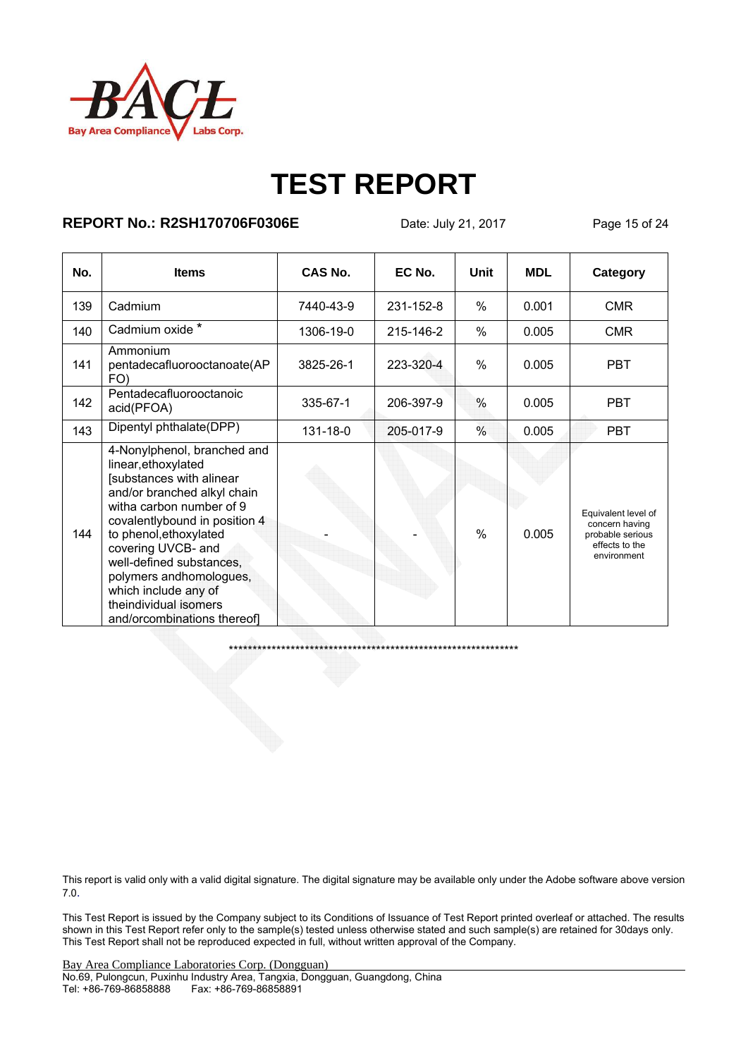# TEST REPORT

**REPORT No.: R2SH170706F0306E** Date: July 21, 2017

| No. | Items | CAS No. | EC No. | Unit | MDL | Category |
|---|---|---|---|---|---|---|
| 139 | Cadmium | 7440-43-9 | 231-152-8 | % | 0.001 | CMR |
| 140 | Cadmium oxide * | 1306-19-0 | 215-146-2 | % | 0.005 | CMR |
| 141 | Ammonium pentadecafluorooctanoate(APFO) | 3825-26-1 | 223-320-4 | % | 0.005 | PBT |
| 142 | Pentadecafluorooctanoic acid(PFOA) | 335-67-1 | 206-397-9 | % | 0.005 | PBT |
| 143 | Dipentyl phthalate(DPP) | 131-18-0 | 205-017-9 | % | 0.005 | PBT |
| 144 | 4-Nonylphenol, branched and linear,ethoxylated [substances with alinear and/or branched alkyl chain witha carbon number of 9 covalentlybound in position 4 to phenol,ethoxylated covering UVCB- and well-defined substances, polymers andhomologues, which include any of theindividual isomers and/orcombinations thereof] | - | - | % | 0.005 | Equivalent level of concern having probable serious effects to the environment |

\*\*\*\*\*\*\*\*\*\*\*\*\*\*\*\*\*\*\*\*\*\*\*\*\*\*\*\*\*\*\*\*\*\*\*\*\*\*\*\*\*\*\*\*\*\*\*\*\*\*\*\*\*\*\*\*\*\*\*\*\*\*\*\*

This report is valid only with a valid digital signature. The digital signature may be available only under the Adobe software above version 7.0.

This Test Report is issued by the Company subject to its Conditions of Issuance of Test Report printed overleaf or attached. The results shown in this Test Report refer only to the sample(s) tested unless otherwise stated and such sample(s) are retained for 30days only. This Test Report shall not be reproduced expected in full, without written approval of the Company.

Bay Area Compliance Laboratories Corp. (Dongguan)
No.69, Pulongcun, Puxinhu Industry Area, Tangxia, Dongguan, Guangdong, China
Tel: +86-769-86858888 Fax: +86-769-86858891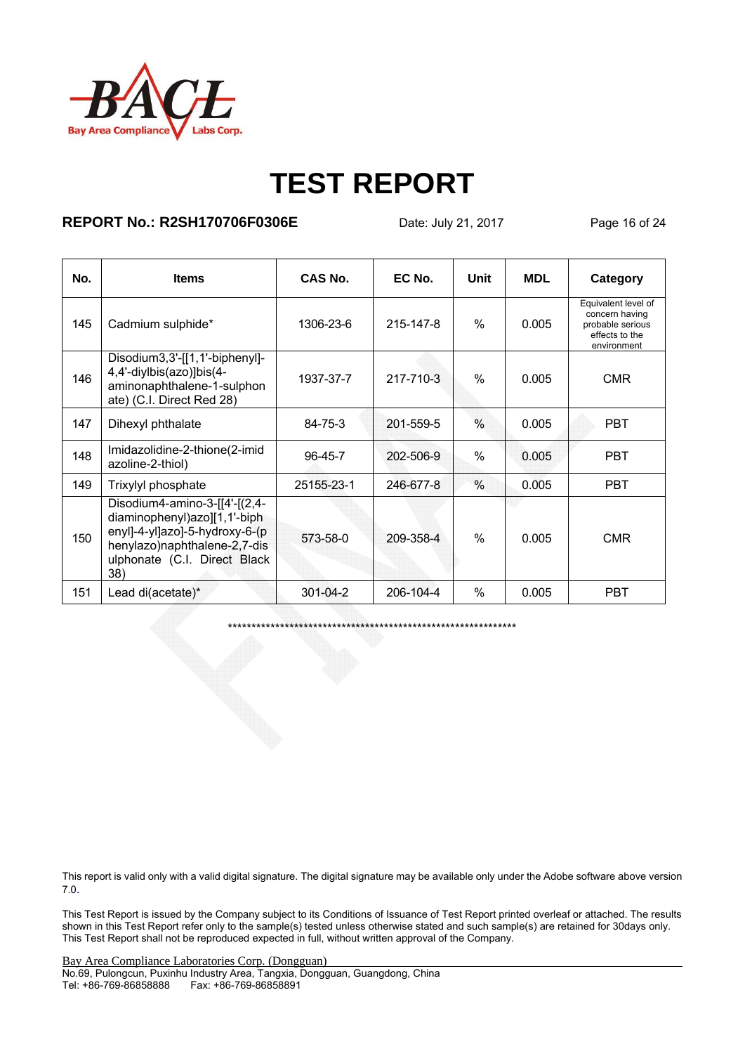# TEST REPORT

**REPORT No.: R2SH170706F0306E** Date: July 21, 2017

| No. | Items | CAS No. | EC No. | Unit | MDL | Category |
|---|---|---|---|---|---|---|
| 145 | Cadmium sulphide* | 1306-23-6 | 215-147-8 | % | 0.005 | Equivalent level of concern having probable serious effects to the environment |
| 146 | Disodium3,3'-[[1,1'-biphenyl]-4,4'-diylbis(azo)]bis(4-aminonaphthalene-1-sulphonate) (C.I. Direct Red 28) | 1937-37-7 | 217-710-3 | % | 0.005 | CMR |
| 147 | Dihexyl phthalate | 84-75-3 | 201-559-5 | % | 0.005 | PBT |
| 148 | Imidazolidine-2-thione(2-imidazoline-2-thiol) | 96-45-7 | 202-506-9 | % | 0.005 | PBT |
| 149 | Trixylyl phosphate | 25155-23-1 | 246-677-8 | % | 0.005 | PBT |
| 150 | Disodium4-amino-3-[[4'-[(2,4-diaminophenyl)azo][1,1'-biphenyl]-4-yl]azo]-5-hydroxy-6-(phenylazo)naphthalene-2,7-disulphonate (C.I. Direct Black 38) | 573-58-0 | 209-358-4 | % | 0.005 | CMR |
| 151 | Lead di(acetate)* | 301-04-2 | 206-104-4 | % | 0.005 | PBT |

****************************************************************

This report is valid only with a valid digital signature. The digital signature may be available only under the Adobe software above version 7.0.

This Test Report is issued by the Company subject to its Conditions of Issuance of Test Report printed overleaf or attached. The results shown in this Test Report refer only to the sample(s) tested unless otherwise stated and such sample(s) are retained for 30days only. This Test Report shall not be reproduced expected in full, without written approval of the Company.

Bay Area Compliance Laboratories Corp. (Dongguan)
No.69, Pulongcun, Puxinhu Industry Area, Tangxia, Dongguan, Guangdong, China
Tel: +86-769-86858888 Fax: +86-769-86858891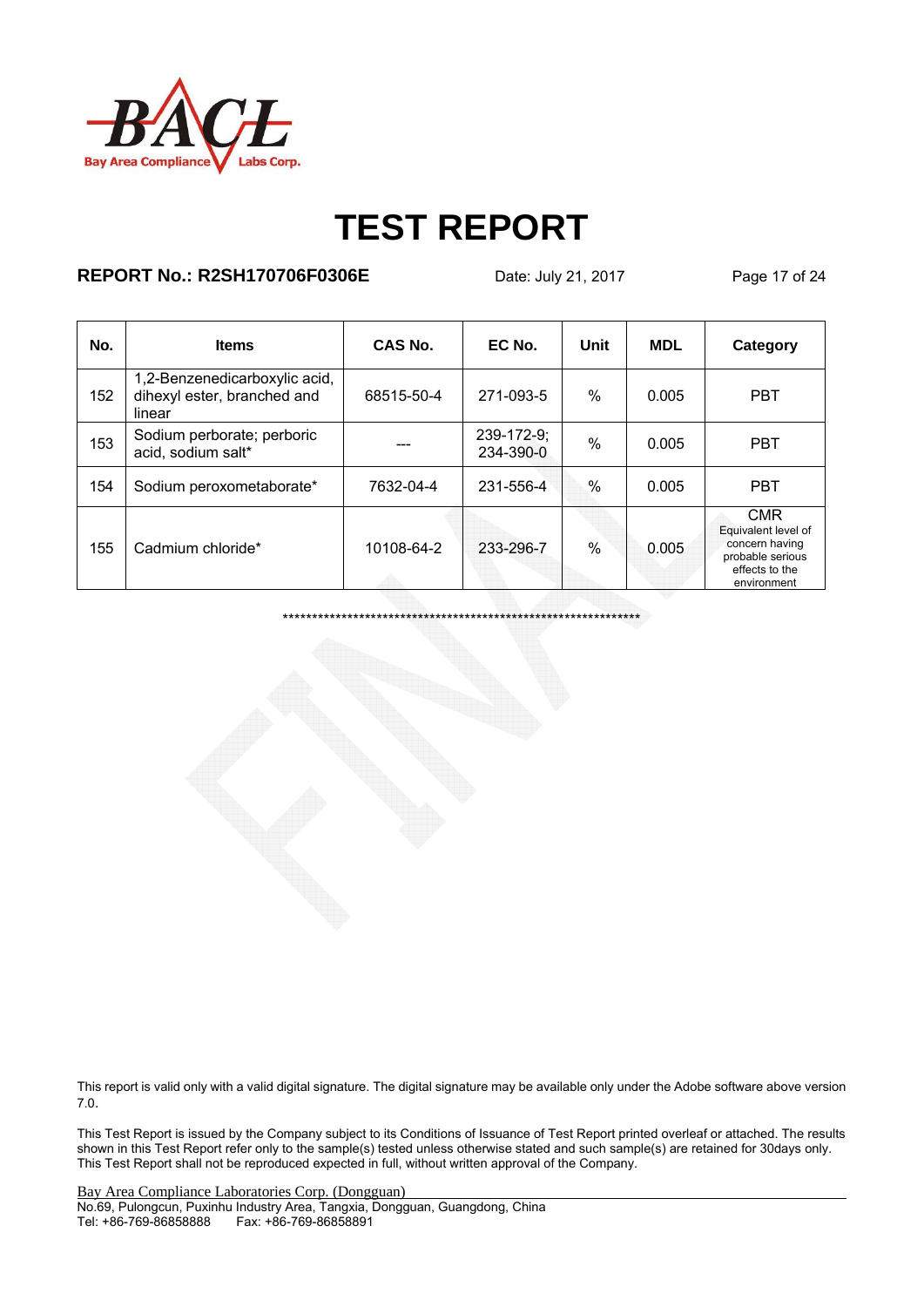# TEST REPORT

**REPORT No.: R2SH170706F0306E** Date: July 21, 2017

| No. | Items | CAS No. | EC No. | Unit | MDL | Category |
|---|---|---|---|---|---|---|
| 152 | 1,2-Benzenedicarboxylic acid, dihexyl ester, branched and linear | 68515-50-4 | 271-093-5 | % | 0.005 | PBT |
| 153 | Sodium perborate; perboric acid, sodium salt* | --- | 239-172-9; 234-390-0 | % | 0.005 | PBT |
| 154 | Sodium peroxometaborate* | 7632-04-4 | 231-556-4 | % | 0.005 | PBT |
| 155 | Cadmium chloride* | 10108-64-2 | 233-296-7 | % | 0.005 | CMR Equivalent level of concern having probable serious effects to the environment |

**************************************************************

This report is valid only with a valid digital signature. The digital signature may be available only under the Adobe software above version 7.0.

This Test Report is issued by the Company subject to its Conditions of Issuance of Test Report printed overleaf or attached. The results shown in this Test Report refer only to the sample(s) tested unless otherwise stated and such sample(s) are retained for 30days only. This Test Report shall not be reproduced expected in full, without written approval of the Company.

Bay Area Compliance Laboratories Corp. (Dongguan)
No.69, Pulongcun, Puxinhu Industry Area, Tangxia, Dongguan, Guangdong, China
Tel: +86-769-86858888 Fax: +86-769-86858891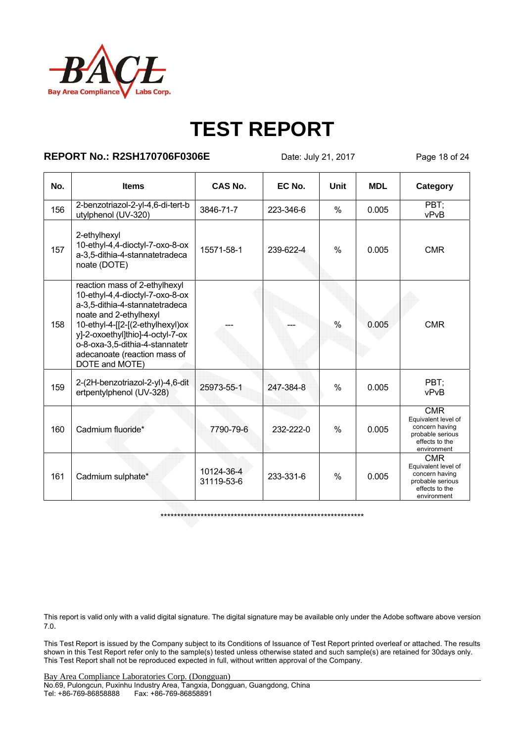# TEST REPORT

**REPORT No.: R2SH170706F0306E** Date: July 21, 2017

| No. | Items | CAS No. | EC No. | Unit | MDL | Category |
|---|---|---|---|---|---|---|
| 156 | 2-benzotriazol-2-yl-4,6-di-tert-butylphenol (UV-320) | 3846-71-7 | 223-346-6 | % | 0.005 | PBT; vPvB |
| 157 | 2-ethylhexyl 10-ethyl-4,4-dioctyl-7-oxo-8-oxa-3,5-dithia-4-stannatetradecanoate (DOTE) | 15571-58-1 | 239-622-4 | % | 0.005 | CMR |
| 158 | reaction mass of 2-ethylhexyl 10-ethyl-4,4-dioctyl-7-oxo-8-oxa-3,5-dithia-4-stannatetradecanoate and 2-ethylhexyl 10-ethyl-4-[[2-[(2-ethylhexyl)oxy]-2-oxoethyl]thio]-4-octyl-7-oxo-8-oxa-3,5-dithia-4-stannatetradecanoate (reaction mass of DOTE and MOTE) | --- | --- | % | 0.005 | CMR |
| 159 | 2-(2H-benzotriazol-2-yl)-4,6-ditertpentylphenol (UV-328) | 25973-55-1 | 247-384-8 | % | 0.005 | PBT; vPvB |
| 160 | Cadmium fluoride* | 7790-79-6 | 232-222-0 | % | 0.005 | CMR Equivalent level of concern having probable serious effects to the environment |
| 161 | Cadmium sulphate* | 10124-36-4 31119-53-6 | 233-331-6 | % | 0.005 | CMR Equivalent level of concern having probable serious effects to the environment |

*****************************************************************

This report is valid only with a valid digital signature. The digital signature may be available only under the Adobe software above version 7.0.

This Test Report is issued by the Company subject to its Conditions of Issuance of Test Report printed overleaf or attached. The results shown in this Test Report refer only to the sample(s) tested unless otherwise stated and such sample(s) are retained for 30days only. This Test Report shall not be reproduced expected in full, without written approval of the Company.

Bay Area Compliance Laboratories Corp. (Dongguan)
No.69, Pulongcun, Puxinhu Industry Area, Tangxia, Dongguan, Guangdong, China
Tel: +86-769-86858888 Fax: +86-769-86858891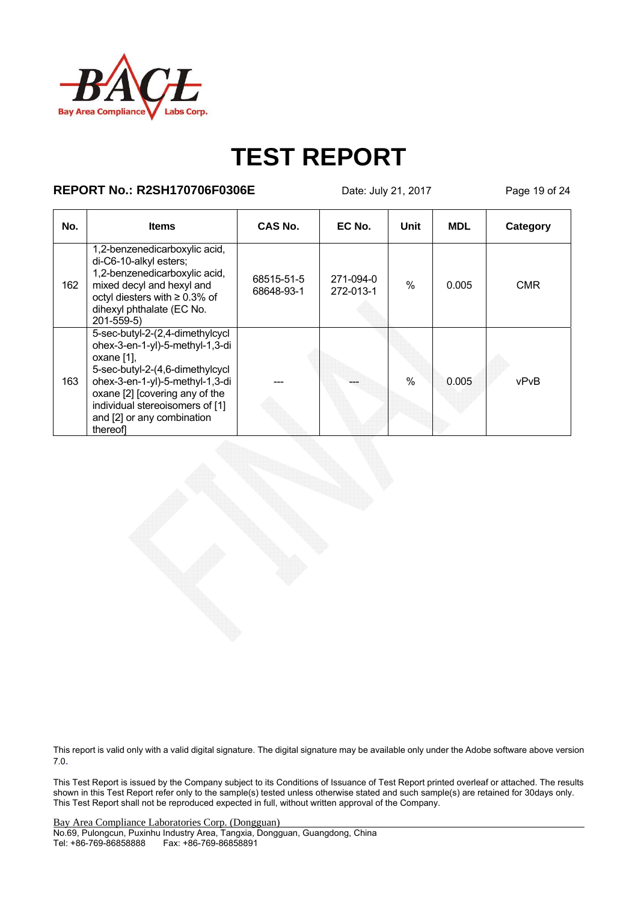# TEST REPORT

**REPORT No.: R2SH170706F0306E** Date: July 21, 2017

| No. | Items | CAS No. | EC No. | Unit | MDL | Category |
|---|---|---|---|---|---|---|
| 162 | 1,2-benzenedicarboxylic acid, di-C6-10-alkyl esters; 1,2-benzenedicarboxylic acid, mixed decyl and hexyl and octyl diesters with ≥ 0.3% of dihexyl phthalate (EC No. 201-559-5) | 68515-51-5 68648-93-1 | 271-094-0 272-013-1 | % | 0.005 | CMR |
| 163 | 5-sec-butyl-2-(2,4-dimethylcyclohex-3-en-1-yl)-5-methyl-1,3-dioxane [1], 5-sec-butyl-2-(4,6-dimethylcyclohex-3-en-1-yl)-5-methyl-1,3-dioxane [2] [covering any of the individual stereoisomers of [1] and [2] or any combination thereof] | --- | --- | % | 0.005 | vPvB |

This report is valid only with a valid digital signature. The digital signature may be available only under the Adobe software above version 7.0.

This Test Report is issued by the Company subject to its Conditions of Issuance of Test Report printed overleaf or attached. The results shown in this Test Report refer only to the sample(s) tested unless otherwise stated and such sample(s) are retained for 30days only. This Test Report shall not be reproduced expected in full, without written approval of the Company.

Bay Area Compliance Laboratories Corp. (Dongguan)
No.69, Pulongcun, Puxinhu Industry Area, Tangxia, Dongguan, Guangdong, China
Tel: +86-769-86858888 Fax: +86-769-86858891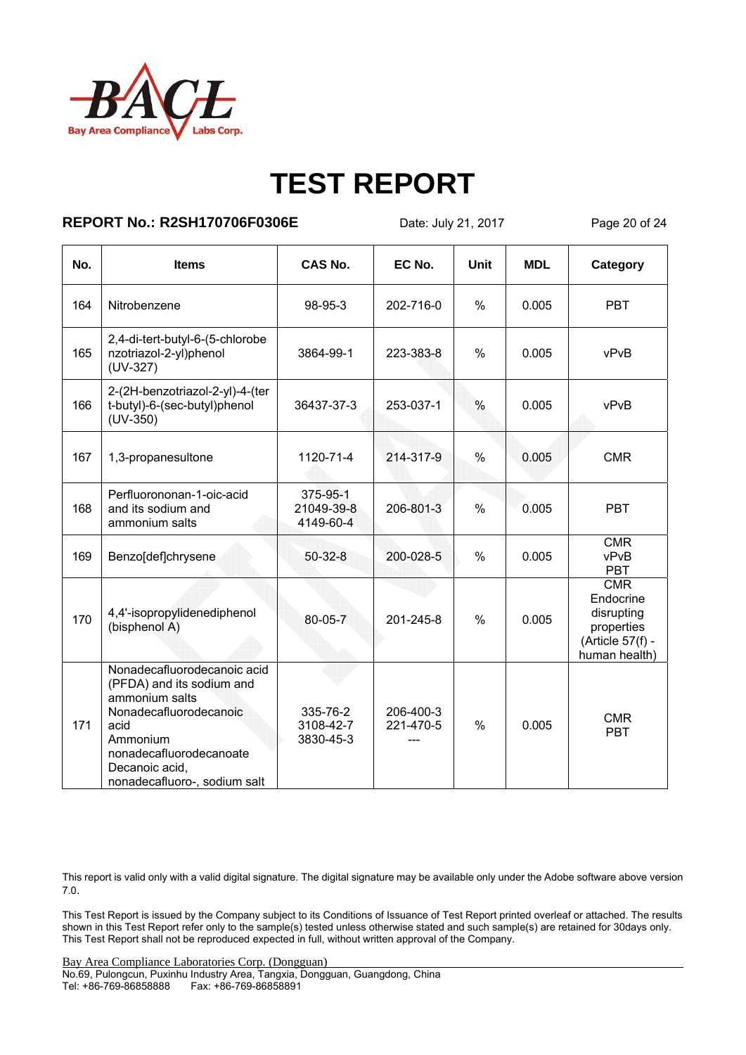# TEST REPORT

**REPORT No.: R2SH170706F0306E** Date: July 21, 2017

| No. | Items | CAS No. | EC No. | Unit | MDL | Category |
|---|---|---|---|---|---|---|
| 164 | Nitrobenzene | 98-95-3 | 202-716-0 | % | 0.005 | PBT |
| 165 | 2,4-di-tert-butyl-6-(5-chlorobenzotriazol-2-yl)phenol (UV-327) | 3864-99-1 | 223-383-8 | % | 0.005 | vPvB |
| 166 | 2-(2H-benzotriazol-2-yl)-4-(tert-butyl)-6-(sec-butyl)phenol (UV-350) | 36437-37-3 | 253-037-1 | % | 0.005 | vPvB |
| 167 | 1,3-propanesultone | 1120-71-4 | 214-317-9 | % | 0.005 | CMR |
| 168 | Perfluorononan-1-oic-acid and its sodium and ammonium salts | 375-95-1<br>21049-39-8<br>4149-60-4 | 206-801-3 | % | 0.005 | PBT |
| 169 | Benzo[def]chrysene | 50-32-8 | 200-028-5 | % | 0.005 | CMR<br>vPvB<br>PBT |
| 170 | 4,4'-isopropylidenediphenol (bisphenol A) | 80-05-7 | 201-245-8 | % | 0.005 | CMR<br>Endocrine disrupting properties (Article 57(f) - human health) |
| 171 | Nonadecafluorodecanoic acid (PFDA) and its sodium and ammonium salts<br>Nonadecafluorodecanoic acid<br>Ammonium nonadecafluorodecanoate<br>Decanoic acid, nonadecafluoro-, sodium salt | 335-76-2<br>3108-42-7<br>3830-45-3 | 206-400-3<br>221-470-5<br>--- | % | 0.005 | CMR<br>PBT |

This report is valid only with a valid digital signature. The digital signature may be available only under the Adobe software above version 7.0.

This Test Report is issued by the Company subject to its Conditions of Issuance of Test Report printed overleaf or attached. The results shown in this Test Report refer only to the sample(s) tested unless otherwise stated and such sample(s) are retained for 30days only. This Test Report shall not be reproduced expected in full, without written approval of the Company.

Bay Area Compliance Laboratories Corp. (Dongguan)
No.69, Pulongcun, Puxinhu Industry Area, Tangxia, Dongguan, Guangdong, China
Tel: +86-769-86858888 Fax: +86-769-86858891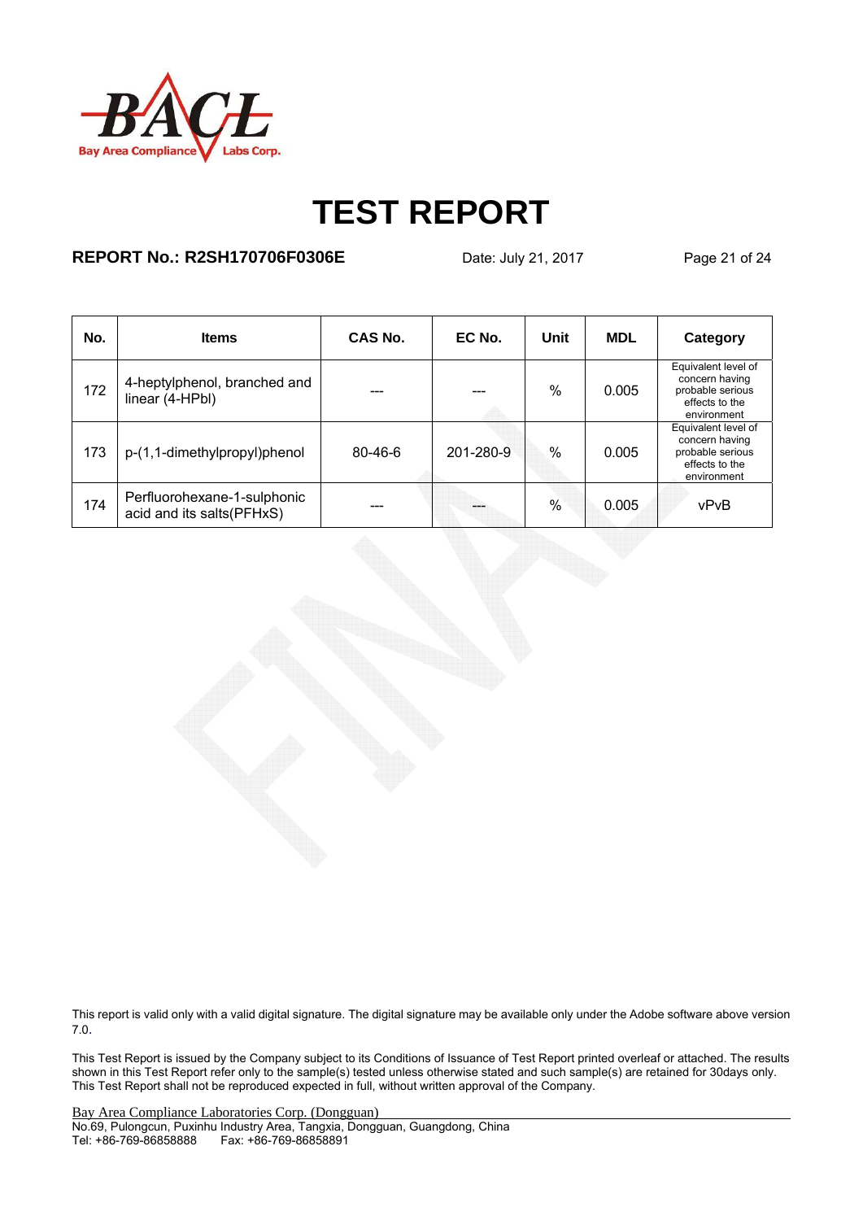# TEST REPORT

**REPORT No.: R2SH170706F0306E** Date: July 21, 2017

| No. | Items | CAS No. | EC No. | Unit | MDL | Category |
|---|---|---|---|---|---|---|
| 172 | 4-heptylphenol, branched and linear (4-HPbl) | --- | --- | % | 0.005 | Equivalent level of concern having probable serious effects to the environment |
| 173 | p-(1,1-dimethylpropyl)phenol | 80-46-6 | 201-280-9 | % | 0.005 | Equivalent level of concern having probable serious effects to the environment |
| 174 | Perfluorohexane-1-sulphonic acid and its salts(PFHxS) | --- | --- | % | 0.005 | vPvB |

This report is valid only with a valid digital signature. The digital signature may be available only under the Adobe software above version 7.0.

This Test Report is issued by the Company subject to its Conditions of Issuance of Test Report printed overleaf or attached. The results shown in this Test Report refer only to the sample(s) tested unless otherwise stated and such sample(s) are retained for 30days only. This Test Report shall not be reproduced expected in full, without written approval of the Company.

Bay Area Compliance Laboratories Corp. (Dongguan)
No.69, Pulongcun, Puxinhu Industry Area, Tangxia, Dongguan, Guangdong, China
Tel: +86-769-86858888 Fax: +86-769-86858891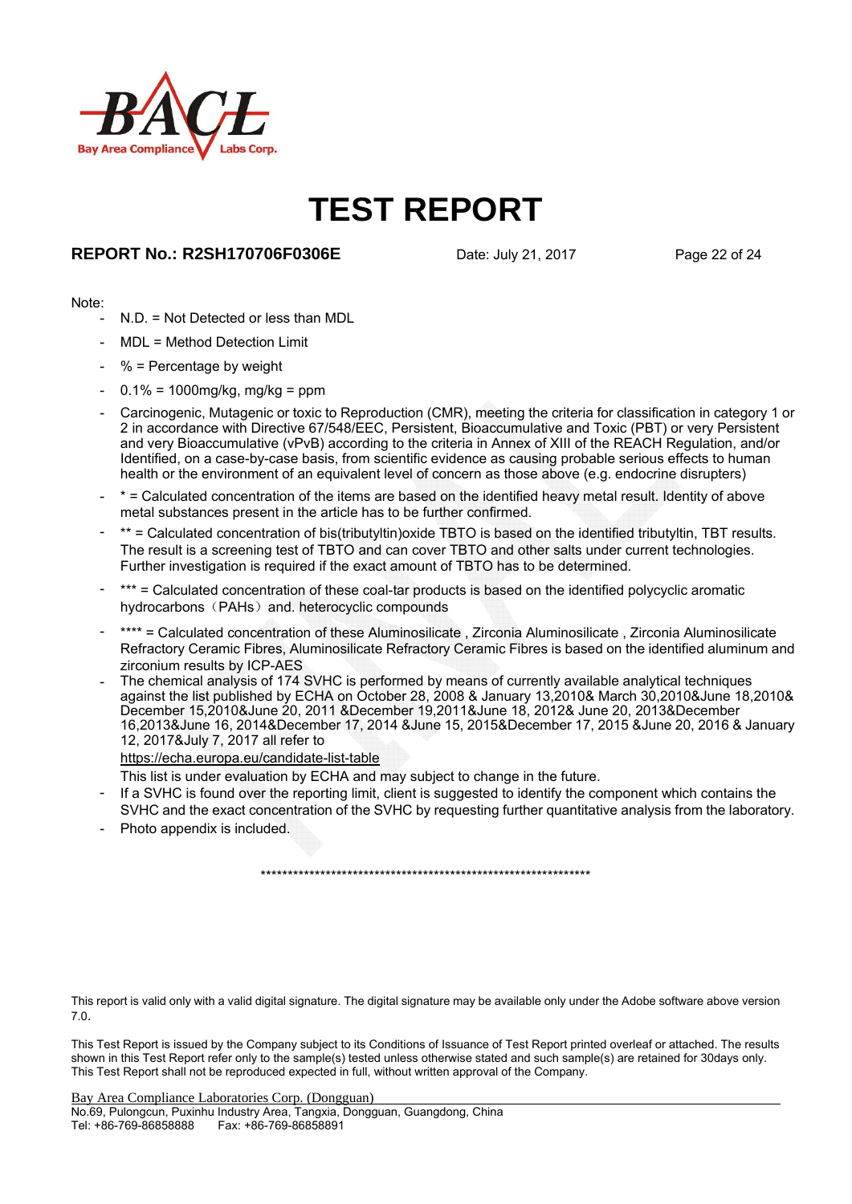Note:

- N.D. = Not Detected or less than MDL
- MDL = Method Detection Limit
- % = Percentage by weight
- 0.1% = 1000mg/kg, mg/kg = ppm
- Carcinogenic, Mutagenic or toxic to Reproduction (CMR), meeting the criteria for classification in category 1 or 2 in accordance with Directive 67/548/EEC, Persistent, Bioaccumulative and Toxic (PBT) or very Persistent and very Bioaccumulative (vPvB) according to the criteria in Annex of XIII of the REACH Regulation, and/or Identified, on a case-by-case basis, from scientific evidence as causing probable serious effects to human health or the environment of an equivalent level of concern as those above (e.g. endocrine disrupters)
- * = Calculated concentration of the items are based on the identified heavy metal result. Identity of above metal substances present in the article has to be further confirmed.
- ** = Calculated concentration of bis(tributyltin)oxide TBTO is based on the identified tributyltin, TBT results. The result is a screening test of TBTO and can cover TBTO and other salts under current technologies. Further investigation is required if the exact amount of TBTO has to be determined.
- *** = Calculated concentration of these coal-tar products is based on the identified polycyclic aromatic hydrocarbons（PAHs）and. heterocyclic compounds
- **** = Calculated concentration of these Aluminosilicate , Zirconia Aluminosilicate , Zirconia Aluminosilicate Refractory Ceramic Fibres, Aluminosilicate Refractory Ceramic Fibres is based on the identified aluminum and zirconium results by ICP-AES
- The chemical analysis of 174 SVHC is performed by means of currently available analytical techniques against the list published by ECHA on October 28, 2008 & January 13,2010& March 30,2010&June 18,2010& December 15,2010&June 20, 2011 &December 19,2011&June 18, 2012& June 20, 2013&December 16,2013&June 16, 2014&December 17, 2014 &June 15, 2015&December 17, 2015 &June 20, 2016 & January 12, 2017&July 7, 2017 all refer to

  https://echa.europa.eu/candidate-list-table

  This list is under evaluation by ECHA and may subject to change in the future.
- If a SVHC is found over the reporting limit, client is suggested to identify the component which contains the SVHC and the exact concentration of the SVHC by requesting further quantitative analysis from the laboratory.
- Photo appendix is included.

\*\*\*\*\*\*\*\*\*\*\*\*\*\*\*\*\*\*\*\*\*\*\*\*\*\*\*\*\*\*\*\*\*\*\*\*\*\*\*\*\*\*\*\*\*\*\*\*\*\*\*\*\*\*\*\*\*\*\*\*\*\*\*\*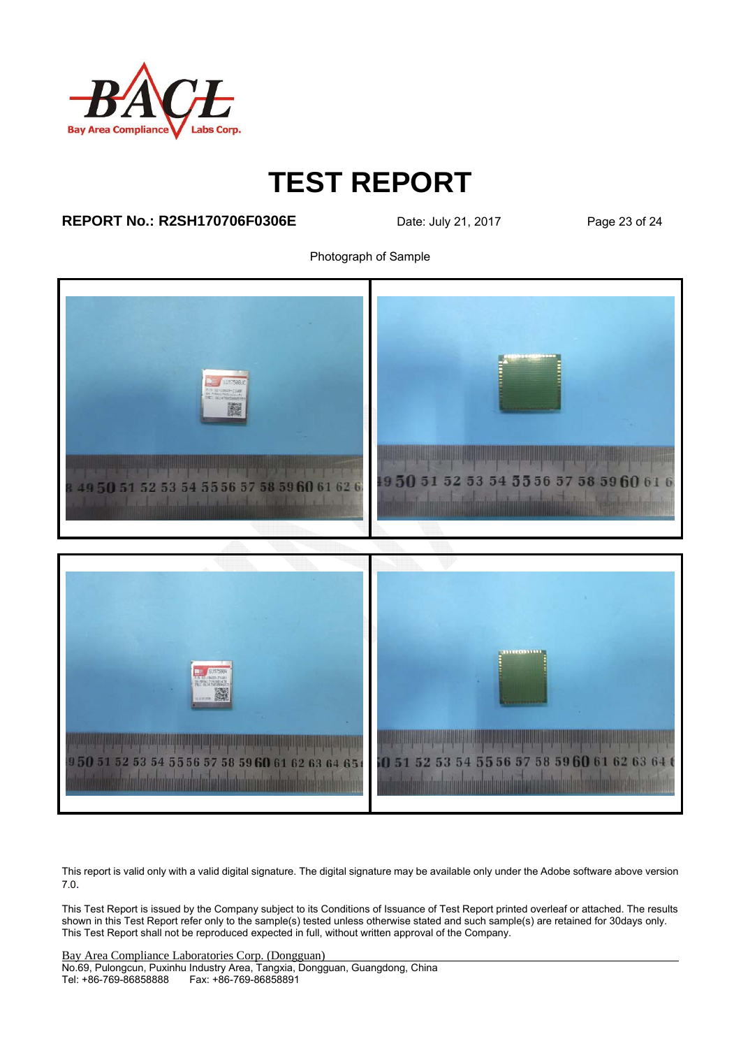# TEST REPORT

**REPORT No.: R2SH170706F0306E** Date: July 21, 2017

Photograph of Sample

This report is valid only with a valid digital signature. The digital signature may be available only under the Adobe software above version 7.0.

This Test Report is issued by the Company subject to its Conditions of Issuance of Test Report printed overleaf or attached. The results shown in this Test Report refer only to the sample(s) tested unless otherwise stated and such sample(s) are retained for 30days only. This Test Report shall not be reproduced expected in full, without written approval of the Company.

Bay Area Compliance Laboratories Corp. (Dongguan)
No.69, Pulongcun, Puxinhu Industry Area, Tangxia, Dongguan, Guangdong, China
Tel: +86-769-86858888 Fax: +86-769-86858891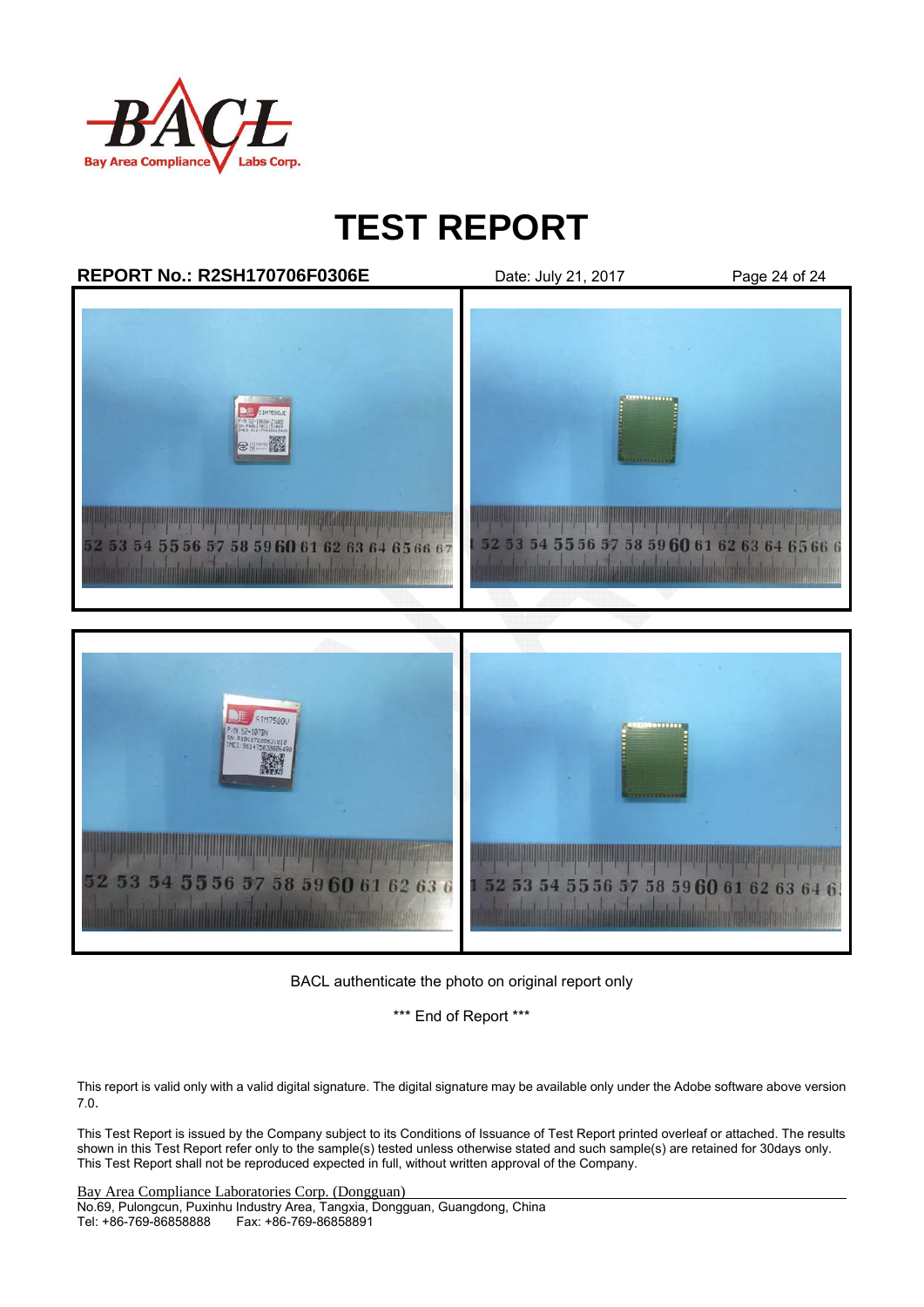BACL authenticate the photo on original report only

\*\*\* End of Report \*\*\*

This report is valid only with a valid digital signature. The digital signature may be available only under the Adobe software above version 7.0.

This Test Report is issued by the Company subject to its Conditions of Issuance of Test Report printed overleaf or attached. The results shown in this Test Report refer only to the sample(s) tested unless otherwise stated and such sample(s) are retained for 30days only. This Test Report shall not be reproduced expected in full, without written approval of the Company.